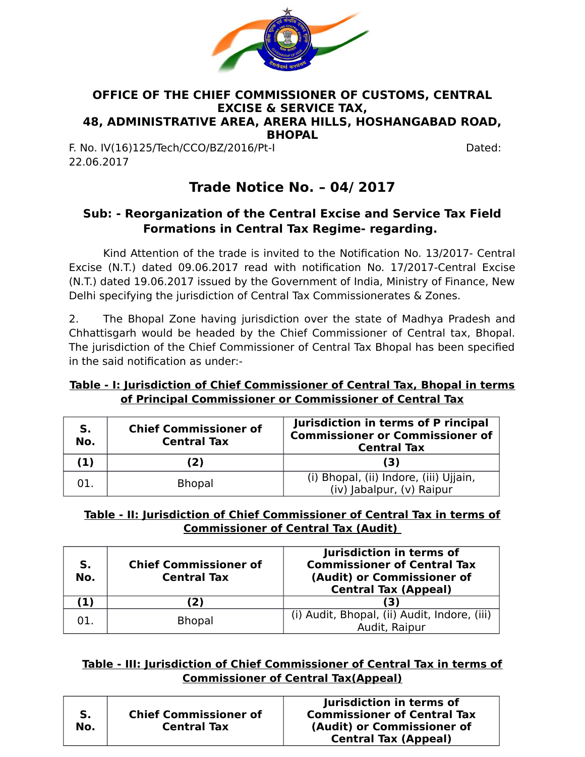**OFFICE OF THE CHIEF COMMISSIONER OF CUSTOMS, CENTRAL EXCISE & SERVICE TAX,**
**48, ADMINISTRATIVE AREA, ARERA HILLS, HOSHANGABAD ROAD, BHOPAL**

F. No. IV(16)125/Tech/CCO/BZ/2016/Pt-I Dated: 22.06.2017

# Trade Notice No. – 04/ 2017

## Sub: - Reorganization of the Central Excise and Service Tax Field Formations in Central Tax Regime- regarding.

Kind Attention of the trade is invited to the Notification No. 13/2017- Central Excise (N.T.) dated 09.06.2017 read with notification No. 17/2017-Central Excise (N.T.) dated 19.06.2017 issued by the Government of India, Ministry of Finance, New Delhi specifying the jurisdiction of Central Tax Commissionerates & Zones.

2. The Bhopal Zone having jurisdiction over the state of Madhya Pradesh and Chhattisgarh would be headed by the Chief Commissioner of Central tax, Bhopal. The jurisdiction of the Chief Commissioner of Central Tax Bhopal has been specified in the said notification as under:-

**Table - I: Jurisdiction of Chief Commissioner of Central Tax, Bhopal in terms of Principal Commissioner or Commissioner of Central Tax**

| S. No. | Chief Commissioner of Central Tax | Jurisdiction in terms of P rincipal Commissioner or Commissioner of Central Tax |
|---|---|---|
| (1) | (2) | (3) |
| 01. | Bhopal | (i) Bhopal, (ii) Indore, (iii) Ujjain, (iv) Jabalpur, (v) Raipur |

**Table - II: Jurisdiction of Chief Commissioner of Central Tax in terms of Commissioner of Central Tax (Audit)**

| S. No. | Chief Commissioner of Central Tax | Jurisdiction in terms of Commissioner of Central Tax (Audit) or Commissioner of Central Tax (Appeal) |
|---|---|---|
| (1) | (2) | (3) |
| 01. | Bhopal | (i) Audit, Bhopal, (ii) Audit, Indore, (iii) Audit, Raipur |

**Table - III: Jurisdiction of Chief Commissioner of Central Tax in terms of Commissioner of Central Tax(Appeal)**

| S. No. | Chief Commissioner of Central Tax | Jurisdiction in terms of Commissioner of Central Tax (Audit) or Commissioner of Central Tax (Appeal) |
|---|---|---|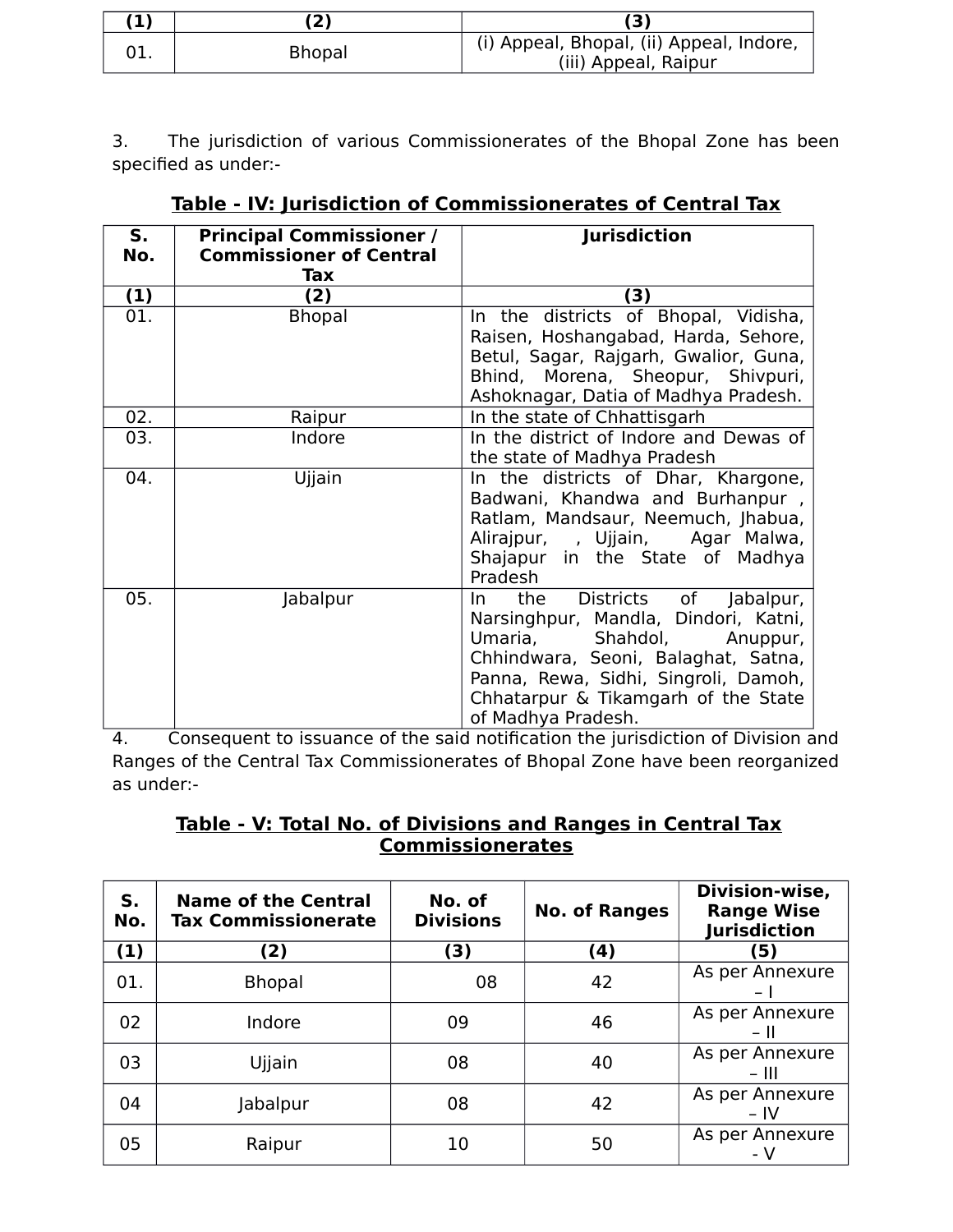| (1) | (2) | (3) |
|---|---|---|
| 01. | Bhopal | (i) Appeal, Bhopal, (ii) Appeal, Indore, (iii) Appeal, Raipur |

3. The jurisdiction of various Commissionerates of the Bhopal Zone has been specified as under:-

**Table - IV: Jurisdiction of Commissionerates of Central Tax**

| S. No. | Principal Commissioner / Commissioner of Central Tax | Jurisdiction |
|---|---|---|
| (1) | (2) | (3) |
| 01. | Bhopal | In the districts of Bhopal, Vidisha, Raisen, Hoshangabad, Harda, Sehore, Betul, Sagar, Rajgarh, Gwalior, Guna, Bhind, Morena, Sheopur, Shivpuri, Ashoknagar, Datia of Madhya Pradesh. |
| 02. | Raipur | In the state of Chhattisgarh |
| 03. | Indore | In the district of Indore and Dewas of the state of Madhya Pradesh |
| 04. | Ujjain | In the districts of Dhar, Khargone, Badwani, Khandwa and Burhanpur , Ratlam, Mandsaur, Neemuch, Jhabua, Alirajpur, , Ujjain, Agar Malwa, Shajapur in the State of Madhya Pradesh |
| 05. | Jabalpur | In the Districts of Jabalpur, Narsinghpur, Mandla, Dindori, Katni, Umaria, Shahdol, Anuppur, Chhindwara, Seoni, Balaghat, Satna, Panna, Rewa, Sidhi, Singroli, Damoh, Chhatarpur & Tikamgarh of the State of Madhya Pradesh. |

4. Consequent to issuance of the said notification the jurisdiction of Division and Ranges of the Central Tax Commissionerates of Bhopal Zone have been reorganized as under:-

**Table - V: Total No. of Divisions and Ranges in Central Tax Commissionerates**

| S. No. | Name of the Central Tax Commissionerate | No. of Divisions | No. of Ranges | Division-wise, Range Wise Jurisdiction |
|---|---|---|---|---|
| (1) | (2) | (3) | (4) | (5) |
| 01. | Bhopal | 08 | 42 | As per Annexure – I |
| 02 | Indore | 09 | 46 | As per Annexure – II |
| 03 | Ujjain | 08 | 40 | As per Annexure – III |
| 04 | Jabalpur | 08 | 42 | As per Annexure – IV |
| 05 | Raipur | 10 | 50 | As per Annexure - V |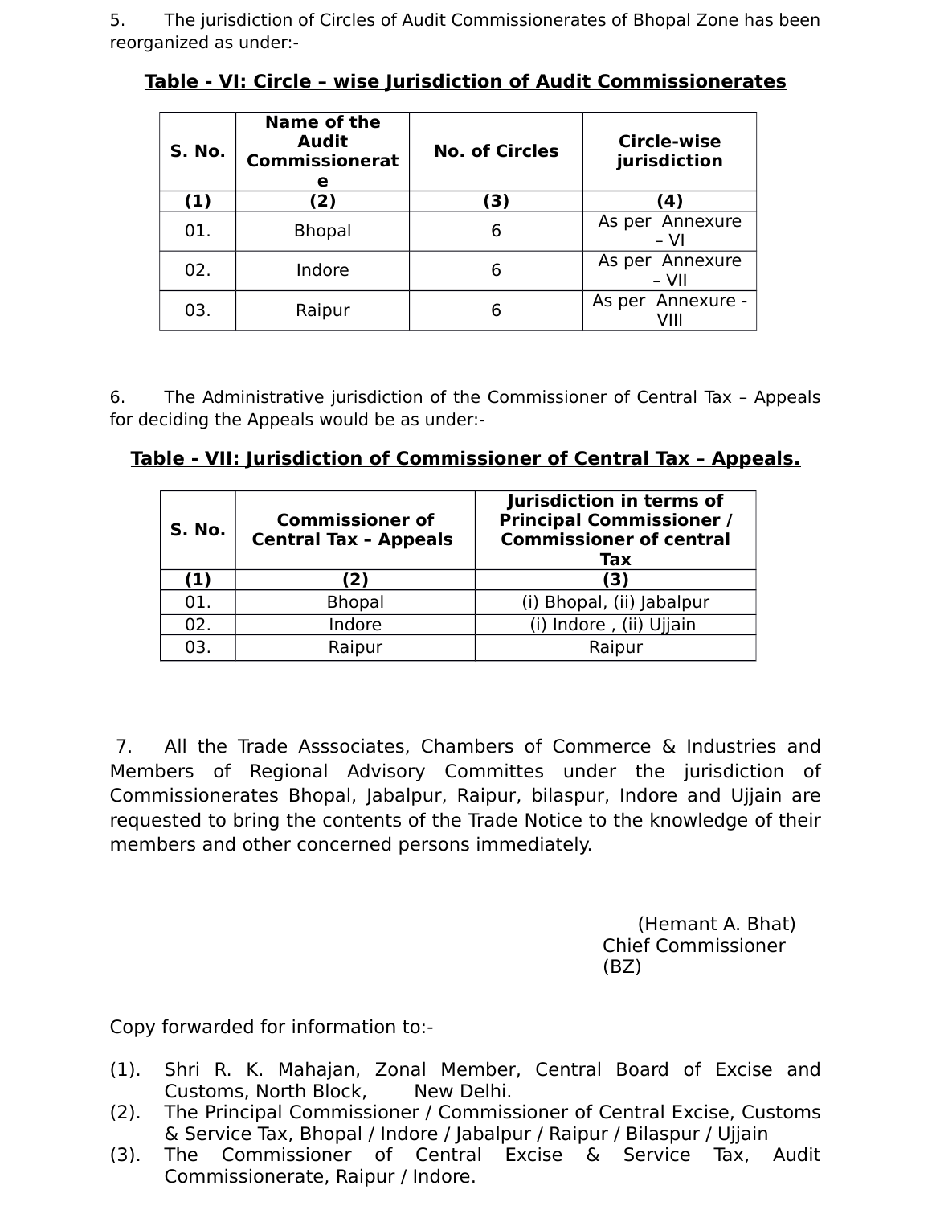5. The jurisdiction of Circles of Audit Commissionerates of Bhopal Zone has been reorganized as under:-

**Table - VI: Circle – wise Jurisdiction of Audit Commissionerates**

| S. No. | Name of the Audit Commissionerate | No. of Circles | Circle-wise jurisdiction |
|---|---|---|---|
| (1) | (2) | (3) | (4) |
| 01. | Bhopal | 6 | As per Annexure – VI |
| 02. | Indore | 6 | As per Annexure – VII |
| 03. | Raipur | 6 | As per Annexure - VIII |

6. The Administrative jurisdiction of the Commissioner of Central Tax – Appeals for deciding the Appeals would be as under:-

**Table - VII: Jurisdiction of Commissioner of Central Tax – Appeals.**

| S. No. | Commissioner of Central Tax – Appeals | Jurisdiction in terms of Principal Commissioner / Commissioner of central Tax |
|---|---|---|
| (1) | (2) | (3) |
| 01. | Bhopal | (i) Bhopal, (ii) Jabalpur |
| 02. | Indore | (i) Indore , (ii) Ujjain |
| 03. | Raipur | Raipur |

7. All the Trade Asssociates, Chambers of Commerce & Industries and Members of Regional Advisory Committes under the jurisdiction of Commissionerates Bhopal, Jabalpur, Raipur, bilaspur, Indore and Ujjain are requested to bring the contents of the Trade Notice to the knowledge of their members and other concerned persons immediately.

(Hemant A. Bhat)
Chief Commissioner
(BZ)

Copy forwarded for information to:-

(1). Shri R. K. Mahajan, Zonal Member, Central Board of Excise and Customs, North Block, New Delhi.
(2). The Principal Commissioner / Commissioner of Central Excise, Customs & Service Tax, Bhopal / Indore / Jabalpur / Raipur / Bilaspur / Ujjain
(3). The Commissioner of Central Excise & Service Tax, Audit Commissionerate, Raipur / Indore.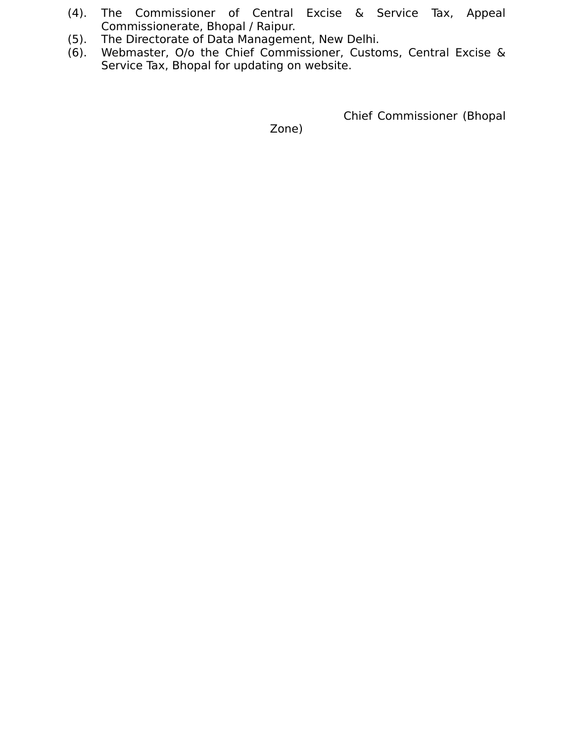(4). The Commissioner of Central Excise & Service Tax, Appeal Commissionerate, Bhopal / Raipur.

(5). The Directorate of Data Management, New Delhi.

(6). Webmaster, O/o the Chief Commissioner, Customs, Central Excise & Service Tax, Bhopal for updating on website.

Chief Commissioner (Bhopal Zone)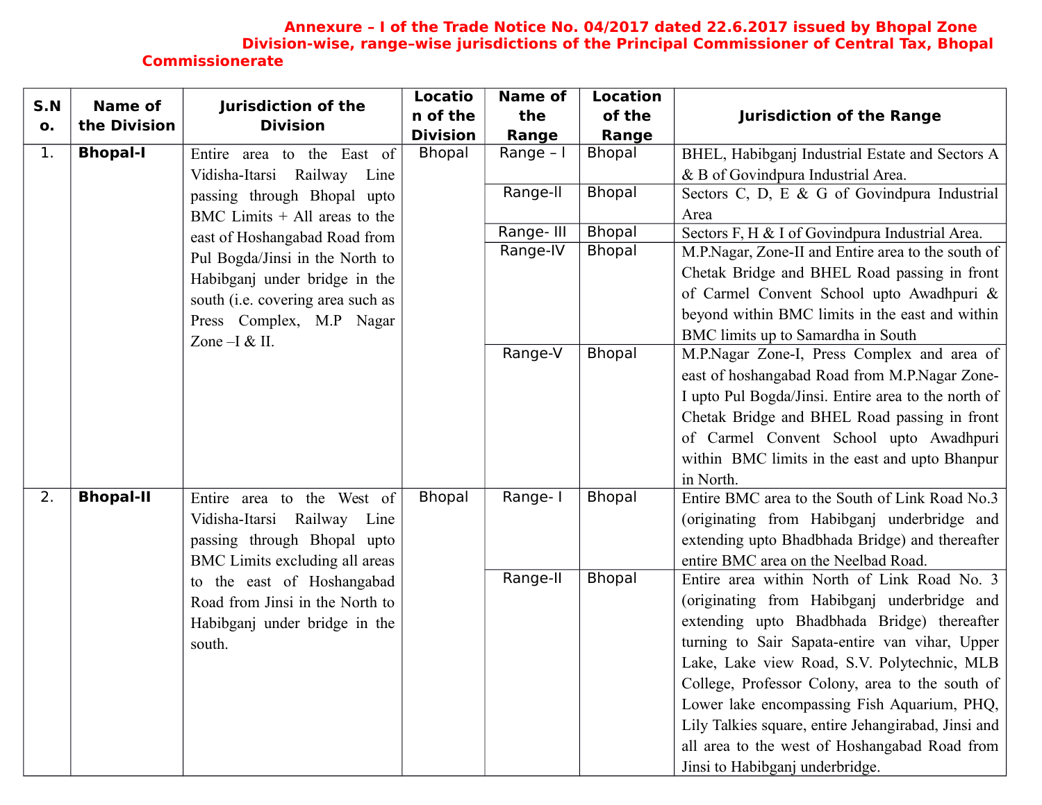**Annexure – I of the Trade Notice No. 04/2017 dated 22.6.2017 issued by Bhopal Zone Division-wise, range-wise jurisdictions of the Principal Commissioner of Central Tax, Bhopal Commissionerate**

| S.No. | Name of the Division | Jurisdiction of the Division | Location of the Division | Name of the Range | Location of the Range | Jurisdiction of the Range |
|---|---|---|---|---|---|---|
| 1. | **Bhopal-I** | Entire area to the East of Vidisha-Itarsi Railway Line passing through Bhopal upto BMC Limits + All areas to the east of Hoshangabad Road from Pul Bogda/Jinsi in the North to Habibganj under bridge in the south (i.e. covering area such as Press Complex, M.P Nagar Zone –I & II. | Bhopal | Range – I | Bhopal | BHEL, Habibganj Industrial Estate and Sectors A & B of Govindpura Industrial Area. |
| | | | | Range-II | Bhopal | Sectors C, D, E & G of Govindpura Industrial Area |
| | | | | Range- III | Bhopal | Sectors F, H & I of Govindpura Industrial Area. |
| | | | | Range-IV | Bhopal | M.P.Nagar, Zone-II and Entire area to the south of Chetak Bridge and BHEL Road passing in front of Carmel Convent School upto Awadhpuri & beyond within BMC limits in the east and within BMC limits up to Samardha in South |
| | | | | Range-V | Bhopal | M.P.Nagar Zone-I, Press Complex and area of east of hoshangabad Road from M.P.Nagar Zone-I upto Pul Bogda/Jinsi. Entire area to the north of Chetak Bridge and BHEL Road passing in front of Carmel Convent School upto Awadhpuri within BMC limits in the east and upto Bhanpur in North. |
| 2. | **Bhopal-II** | Entire area to the West of Vidisha-Itarsi Railway Line passing through Bhopal upto BMC Limits excluding all areas to the east of Hoshangabad Road from Jinsi in the North to Habibganj under bridge in the south. | Bhopal | Range- I | Bhopal | Entire BMC area to the South of Link Road No.3 (originating from Habibganj underbridge and extending upto Bhadbhada Bridge) and thereafter entire BMC area on the Neelbad Road. |
| | | | | Range-II | Bhopal | Entire area within North of Link Road No. 3 (originating from Habibganj underbridge and extending upto Bhadbhada Bridge) thereafter turning to Sair Sapata-entire van vihar, Upper Lake, Lake view Road, S.V. Polytechnic, MLB College, Professor Colony, area to the south of Lower lake encompassing Fish Aquarium, PHQ, Lily Talkies square, entire Jehangirabad, Jinsi and all area to the west of Hoshangabad Road from Jinsi to Habibganj underbridge. |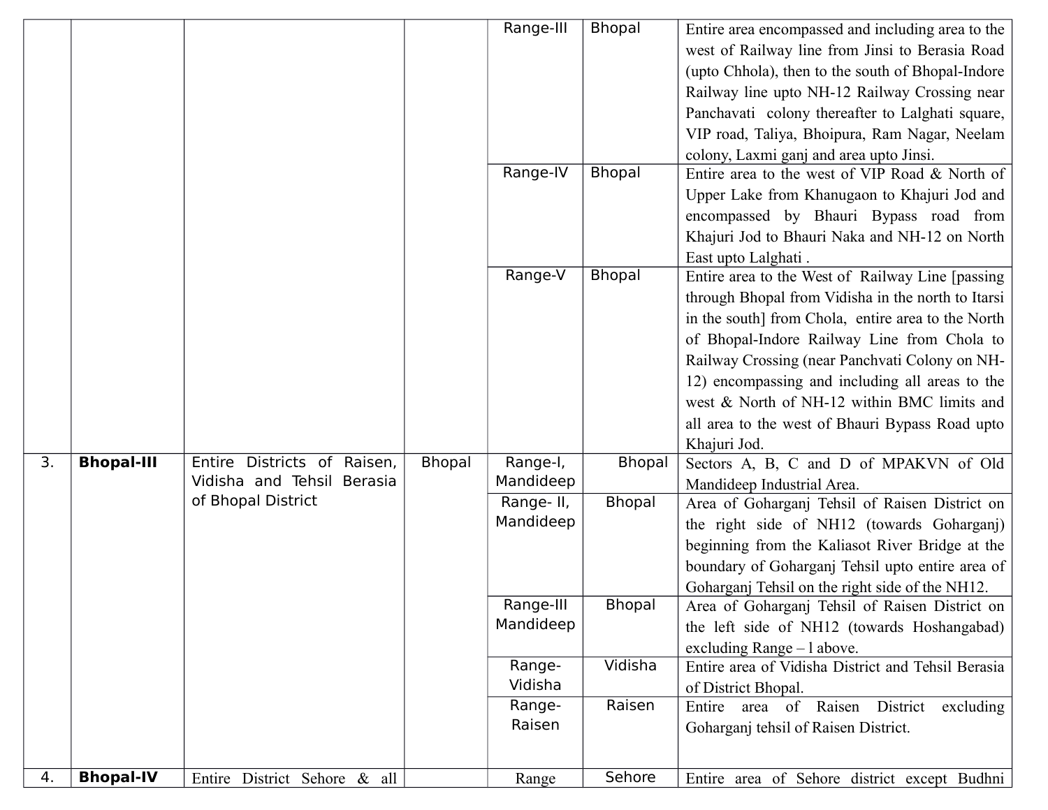| | | | | | | |
|---|---|---|---|---|---|---|
| | | | | Range-III | Bhopal | Entire area encompassed and including area to the west of Railway line from Jinsi to Berasia Road (upto Chhola), then to the south of Bhopal-Indore Railway line upto NH-12 Railway Crossing near Panchavati colony thereafter to Lalghati square, VIP road, Taliya, Bhoipura, Ram Nagar, Neelam colony, Laxmi ganj and area upto Jinsi. |
| | | | | Range-IV | Bhopal | Entire area to the west of VIP Road & North of Upper Lake from Khanugaon to Khajuri Jod and encompassed by Bhauri Bypass road from Khajuri Jod to Bhauri Naka and NH-12 on North East upto Lalghati . |
| | | | | Range-V | Bhopal | Entire area to the West of Railway Line [passing through Bhopal from Vidisha in the north to Itarsi in the south] from Chola, entire area to the North of Bhopal-Indore Railway Line from Chola to Railway Crossing (near Panchvati Colony on NH-12) encompassing and including all areas to the west & North of NH-12 within BMC limits and all area to the west of Bhauri Bypass Road upto Khajuri Jod. |
| 3. | **Bhopal-III** | Entire Districts of Raisen, Vidisha and Tehsil Berasia of Bhopal District | Bhopal | Range-I, Mandideep | Bhopal | Sectors A, B, C and D of MPAKVN of Old Mandideep Industrial Area. |
| | | | | Range- II, Mandideep | Bhopal | Area of Goharganj Tehsil of Raisen District on the right side of NH12 (towards Goharganj) beginning from the Kaliasot River Bridge at the boundary of Goharganj Tehsil upto entire area of Goharganj Tehsil on the right side of the NH12. |
| | | | | Range-III Mandideep | Bhopal | Area of Goharganj Tehsil of Raisen District on the left side of NH12 (towards Hoshangabad) excluding Range – l above. |
| | | | | Range-Vidisha | Vidisha | Entire area of Vidisha District and Tehsil Berasia of District Bhopal. |
| | | | | Range-Raisen | Raisen | Entire area of Raisen District excluding Goharganj tehsil of Raisen District. |
| 4. | **Bhopal-IV** | Entire District Sehore & all | | Range | Sehore | Entire area of Sehore district except Budhni |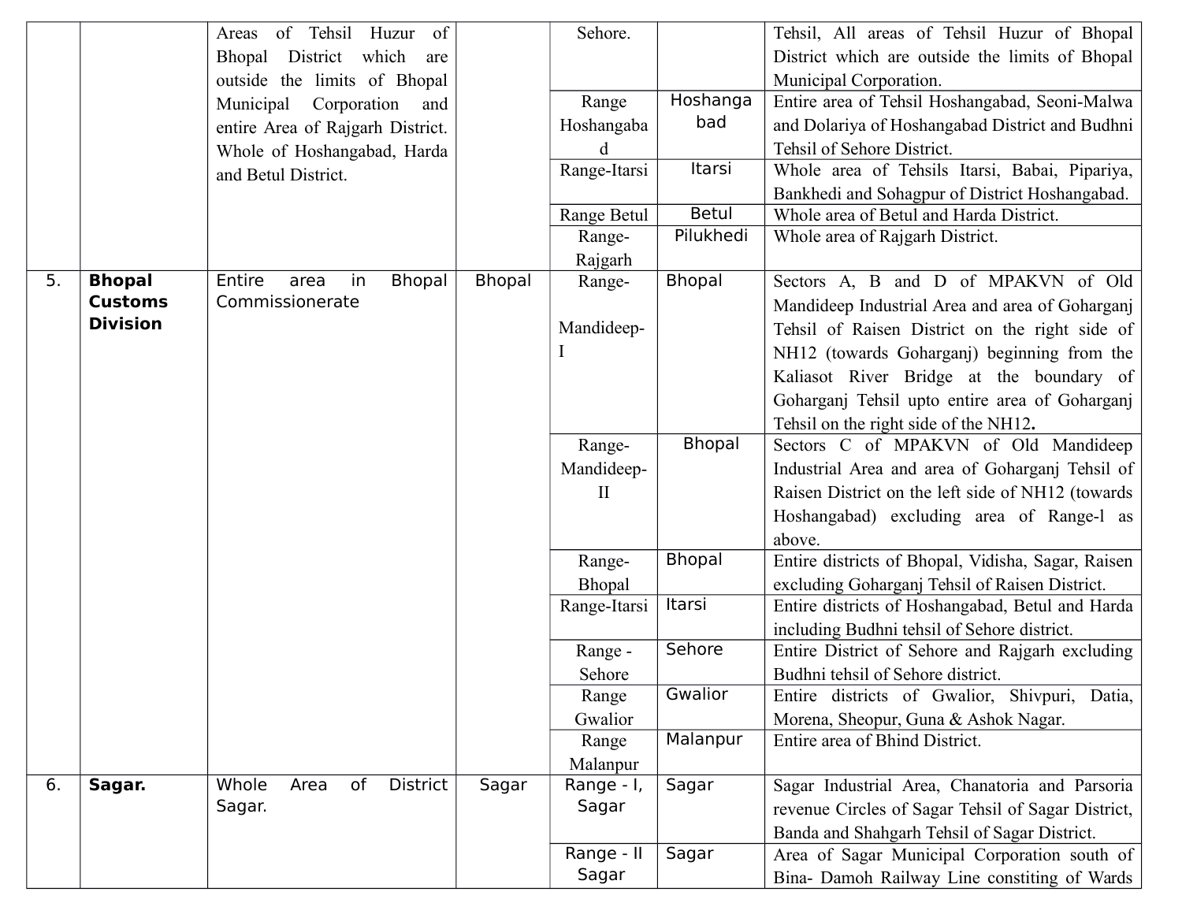| | | Areas of Tehsil Huzur of Bhopal District which are outside the limits of Bhopal Municipal Corporation and entire Area of Rajgarh District. Whole of Hoshangabad, Harda and Betul District. | | Sehore. | | Tehsil, All areas of Tehsil Huzur of Bhopal District which are outside the limits of Bhopal Municipal Corporation. |
|---|---|---|---|---|---|---|
| | | | | Range Hoshangabad | Hoshangabad | Entire area of Tehsil Hoshangabad, Seoni-Malwa and Dolariya of Hoshangabad District and Budhni Tehsil of Sehore District. |
| | | | | Range-Itarsi | Itarsi | Whole area of Tehsils Itarsi, Babai, Pipariya, Bankhedi and Sohagpur of District Hoshangabad. |
| | | | | Range Betul | Betul | Whole area of Betul and Harda District. |
| | | | | Range-Rajgarh | Pilukhedi | Whole area of Rajgarh District. |
| 5. | **Bhopal Customs Division** | Entire area in Bhopal Commissionerate | Bhopal | Range-Mandideep-I | Bhopal | Sectors A, B and D of MPAKVN of Old Mandideep Industrial Area and area of Goharganj Tehsil of Raisen District on the right side of NH12 (towards Goharganj) beginning from the Kaliasot River Bridge at the boundary of Goharganj Tehsil upto entire area of Goharganj Tehsil on the right side of the NH12**.** |
| | | | | Range-Mandideep-II | Bhopal | Sectors C of MPAKVN of Old Mandideep Industrial Area and area of Goharganj Tehsil of Raisen District on the left side of NH12 (towards Hoshangabad) excluding area of Range-l as above. |
| | | | | Range-Bhopal | Bhopal | Entire districts of Bhopal, Vidisha, Sagar, Raisen excluding Goharganj Tehsil of Raisen District. |
| | | | | Range-Itarsi | Itarsi | Entire districts of Hoshangabad, Betul and Harda including Budhni tehsil of Sehore district. |
| | | | | Range - Sehore | Sehore | Entire District of Sehore and Rajgarh excluding Budhni tehsil of Sehore district. |
| | | | | Range Gwalior | Gwalior | Entire districts of Gwalior, Shivpuri, Datia, Morena, Sheopur, Guna & Ashok Nagar. |
| | | | | Range Malanpur | Malanpur | Entire area of Bhind District. |
| 6. | **Sagar.** | Whole Area of District Sagar. | Sagar | Range - I, Sagar | Sagar | Sagar Industrial Area, Chanatoria and Parsoria revenue Circles of Sagar Tehsil of Sagar District, Banda and Shahgarh Tehsil of Sagar District. |
| | | | | Range - II Sagar | Sagar | Area of Sagar Municipal Corporation south of Bina- Damoh Railway Line constiting of Wards |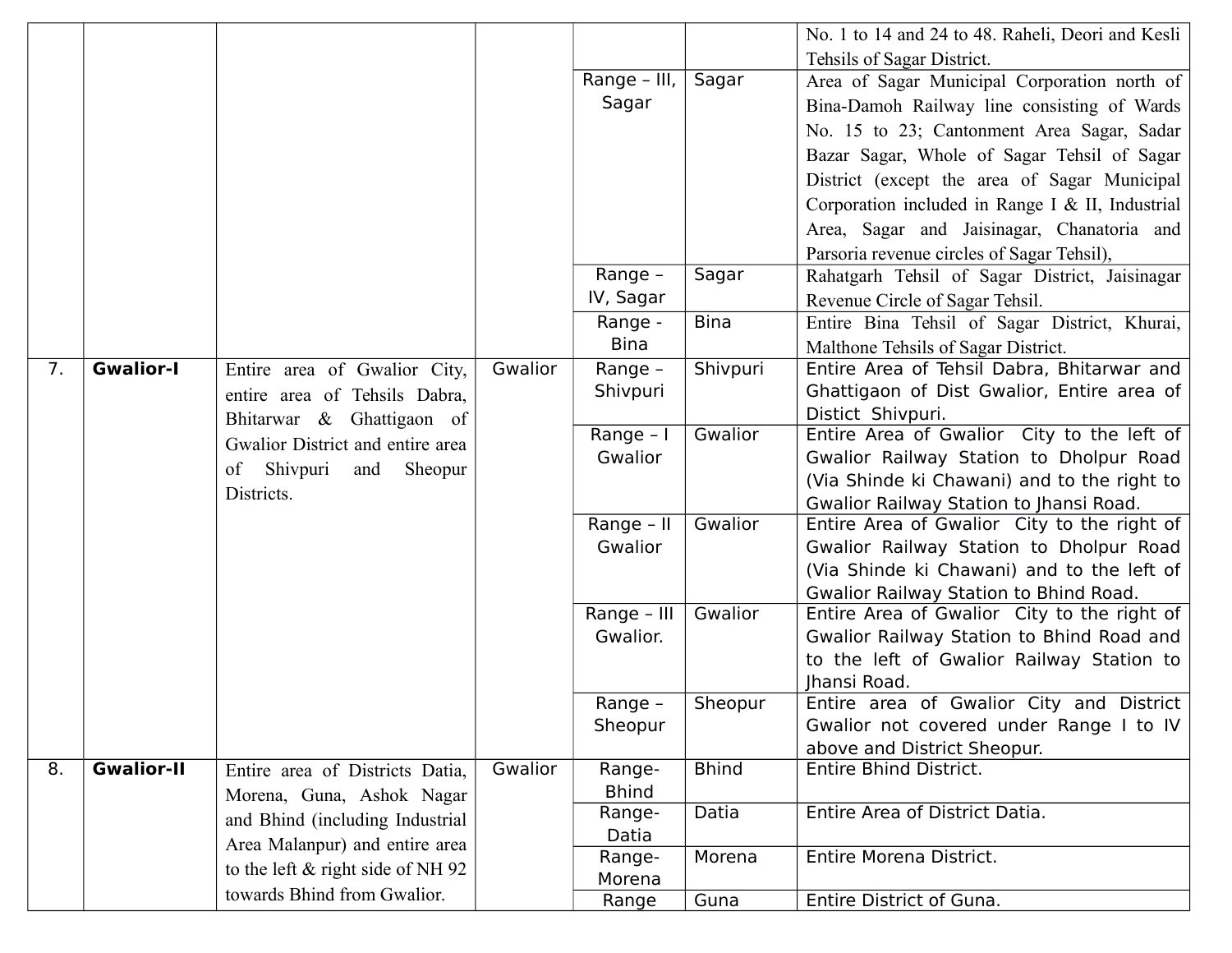| | | | | | | |
|---|---|---|---|---|---|---|
| | | | | | | No. 1 to 14 and 24 to 48. Raheli, Deori and Kesli Tehsils of Sagar District. |
| | | | | Range – III, Sagar | Sagar | Area of Sagar Municipal Corporation north of Bina-Damoh Railway line consisting of Wards No. 15 to 23; Cantonment Area Sagar, Sadar Bazar Sagar, Whole of Sagar Tehsil of Sagar District (except the area of Sagar Municipal Corporation included in Range I & II, Industrial Area, Sagar and Jaisinagar, Chanatoria and Parsoria revenue circles of Sagar Tehsil), |
| | | | | Range – IV, Sagar | Sagar | Rahatgarh Tehsil of Sagar District, Jaisinagar Revenue Circle of Sagar Tehsil. |
| | | | | Range - Bina | Bina | Entire Bina Tehsil of Sagar District, Khurai, Malthone Tehsils of Sagar District. |
| 7. | **Gwalior-I** | Entire area of Gwalior City, entire area of Tehsils Dabra, Bhitarwar & Ghattigaon of Gwalior District and entire area of Shivpuri and Sheopur Districts. | Gwalior | Range – Shivpuri | Shivpuri | Entire Area of Tehsil Dabra, Bhitarwar and Ghattigaon of Dist Gwalior, Entire area of Distict Shivpuri. |
| | | | | Range – I Gwalior | Gwalior | Entire Area of Gwalior City to the left of Gwalior Railway Station to Dholpur Road (Via Shinde ki Chawani) and to the right to Gwalior Railway Station to Jhansi Road. |
| | | | | Range – II Gwalior | Gwalior | Entire Area of Gwalior City to the right of Gwalior Railway Station to Dholpur Road (Via Shinde ki Chawani) and to the left of Gwalior Railway Station to Bhind Road. |
| | | | | Range – III Gwalior. | Gwalior | Entire Area of Gwalior City to the right of Gwalior Railway Station to Bhind Road and to the left of Gwalior Railway Station to Jhansi Road. |
| | | | | Range – Sheopur | Sheopur | Entire area of Gwalior City and District Gwalior not covered under Range I to IV above and District Sheopur. |
| 8. | **Gwalior-II** | Entire area of Districts Datia, Morena, Guna, Ashok Nagar and Bhind (including Industrial Area Malanpur) and entire area to the left & right side of NH 92 towards Bhind from Gwalior. | Gwalior | Range-Bhind | Bhind | Entire Bhind District. |
| | | | | Range-Datia | Datia | Entire Area of District Datia. |
| | | | | Range-Morena | Morena | Entire Morena District. |
| | | | | Range | Guna | Entire District of Guna. |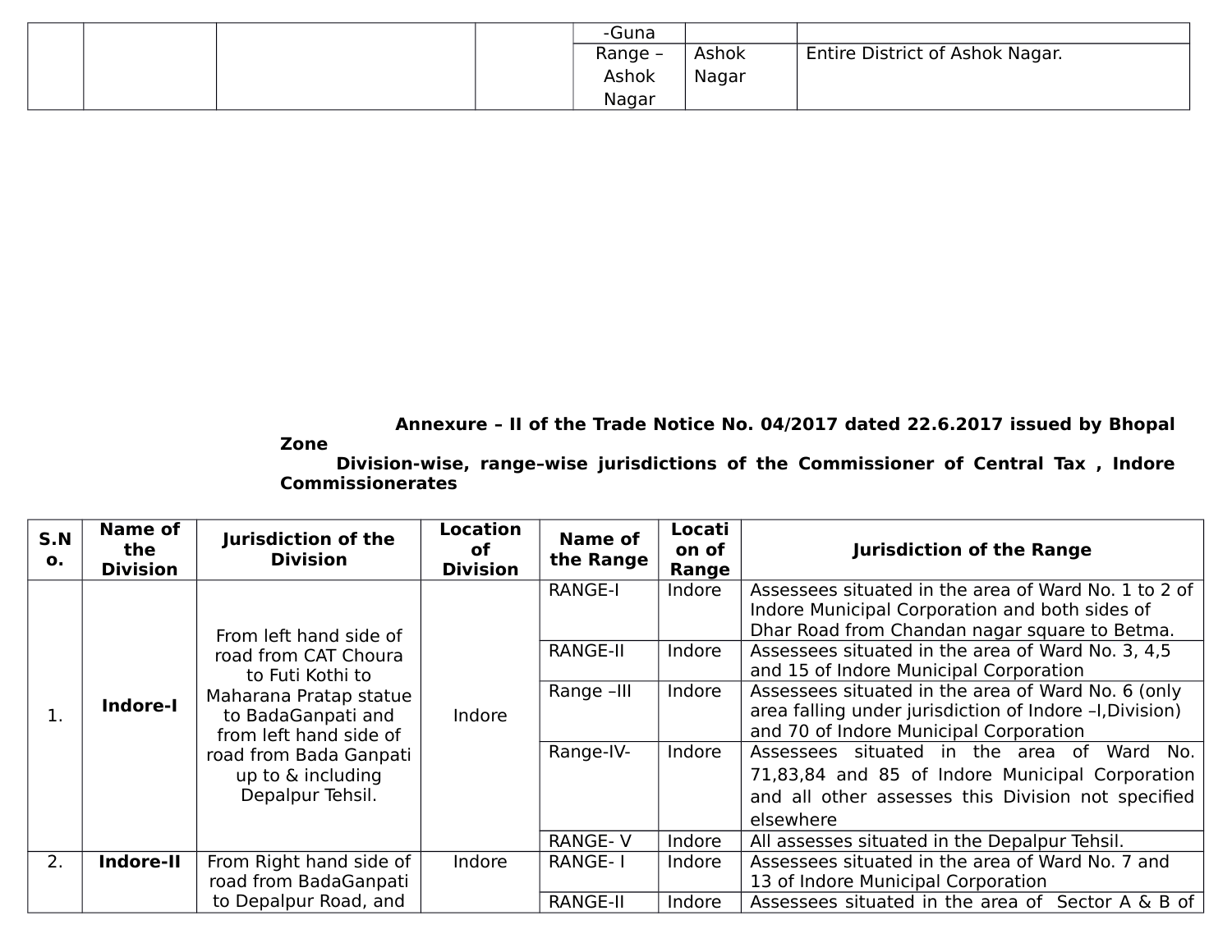| | | | | -Guna | | |
|---|---|---|---|---|---|---|
| | | | | Range – Ashok Nagar | Ashok Nagar | Entire District of Ashok Nagar. |

**Annexure – II of the Trade Notice No. 04/2017 dated 22.6.2017 issued by Bhopal Zone**

**Division-wise, range-wise jurisdictions of the Commissioner of Central Tax , Indore Commissionerates**

| S.No. | Name of the Division | Jurisdiction of the Division | Location of Division | Name of the Range | Location of Range | Jurisdiction of the Range |
|---|---|---|---|---|---|---|
| 1. | **Indore-I** | From left hand side of road from CAT Choura to Futi Kothi to Maharana Pratap statue to BadaGanpati and from left hand side of road from Bada Ganpati up to & including Depalpur Tehsil. | Indore | RANGE-I | Indore | Assessees situated in the area of Ward No. 1 to 2 of Indore Municipal Corporation and both sides of Dhar Road from Chandan nagar square to Betma. |
| | | | | RANGE-II | Indore | Assessees situated in the area of Ward No. 3, 4,5 and 15 of Indore Municipal Corporation |
| | | | | Range –III | Indore | Assessees situated in the area of Ward No. 6 (only area falling under jurisdiction of Indore –I,Division) and 70 of Indore Municipal Corporation |
| | | | | Range-IV- | Indore | Assessees situated in the area of Ward No. 71,83,84 and 85 of Indore Municipal Corporation and all other assesses this Division not specified elsewhere |
| | | | | RANGE- V | Indore | All assesses situated in the Depalpur Tehsil. |
| 2. | **Indore-II** | From Right hand side of road from BadaGanpati to Depalpur Road, and | Indore | RANGE- I | Indore | Assessees situated in the area of Ward No. 7 and 13 of Indore Municipal Corporation |
| | | | | RANGE-II | Indore | Assessees situated in the area of Sector A & B of |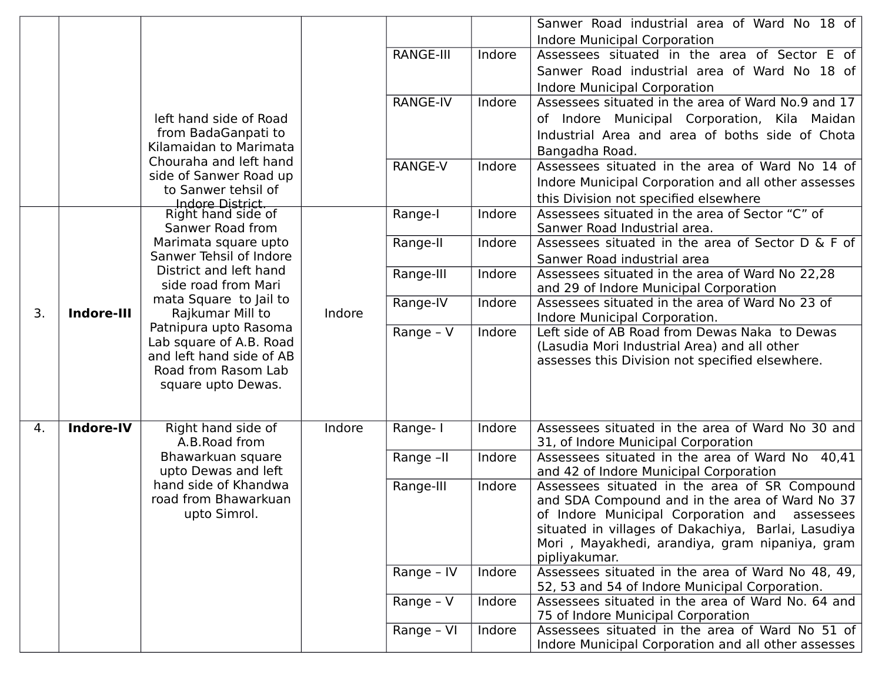| | | | | | | |
|---|---|---|---|---|---|---|
| | | left hand side of Road from BadaGanpati to Kilamaidan to Marimata Chouraha and left hand side of Sanwer Road up to Sanwer tehsil of Indore District. | | | | Sanwer Road industrial area of Ward No 18 of Indore Municipal Corporation |
| | | | | RANGE-III | Indore | Assessees situated in the area of Sector E of Sanwer Road industrial area of Ward No 18 of Indore Municipal Corporation |
| | | | | RANGE-IV | Indore | Assessees situated in the area of Ward No.9 and 17 of Indore Municipal Corporation, Kila Maidan Industrial Area and area of boths side of Chota Bangadha Road. |
| | | | | RANGE-V | Indore | Assessees situated in the area of Ward No 14 of Indore Municipal Corporation and all other assesses this Division not specified elsewhere |
| 3. | **Indore-III** | Right hand side of Sanwer Road from Marimata square upto Sanwer Tehsil of Indore District and left hand side road from Mari mata Square to Jail to Rajkumar Mill to Patnipura upto Rasoma Lab square of A.B. Road and left hand side of AB Road from Rasom Lab square upto Dewas. | Indore | Range-I | Indore | Assessees situated in the area of Sector "C" of Sanwer Road Industrial area. |
| | | | | Range-II | Indore | Assessees situated in the area of Sector D & F of Sanwer Road industrial area |
| | | | | Range-III | Indore | Assessees situated in the area of Ward No 22,28 and 29 of Indore Municipal Corporation |
| | | | | Range-IV | Indore | Assessees situated in the area of Ward No 23 of Indore Municipal Corporation. |
| | | | | Range – V | Indore | Left side of AB Road from Dewas Naka to Dewas (Lasudia Mori Industrial Area) and all other assesses this Division not specified elsewhere. |
| 4. | **Indore-IV** | Right hand side of A.B.Road from Bhawarkuan square upto Dewas and left hand side of Khandwa road from Bhawarkuan upto Simrol. | Indore | Range- I | Indore | Assessees situated in the area of Ward No 30 and 31, of Indore Municipal Corporation |
| | | | | Range –II | Indore | Assessees situated in the area of Ward No 40,41 and 42 of Indore Municipal Corporation |
| | | | | Range-III | Indore | Assessees situated in the area of SR Compound and SDA Compound and in the area of Ward No 37 of Indore Municipal Corporation and assessees situated in villages of Dakachiya, Barlai, Lasudiya Mori , Mayakhedi, arandiya, gram nipaniya, gram pipliyakumar. |
| | | | | Range – IV | Indore | Assessees situated in the area of Ward No 48, 49, 52, 53 and 54 of Indore Municipal Corporation. |
| | | | | Range – V | Indore | Assessees situated in the area of Ward No. 64 and 75 of Indore Municipal Corporation |
| | | | | Range – VI | Indore | Assessees situated in the area of Ward No 51 of Indore Municipal Corporation and all other assesses |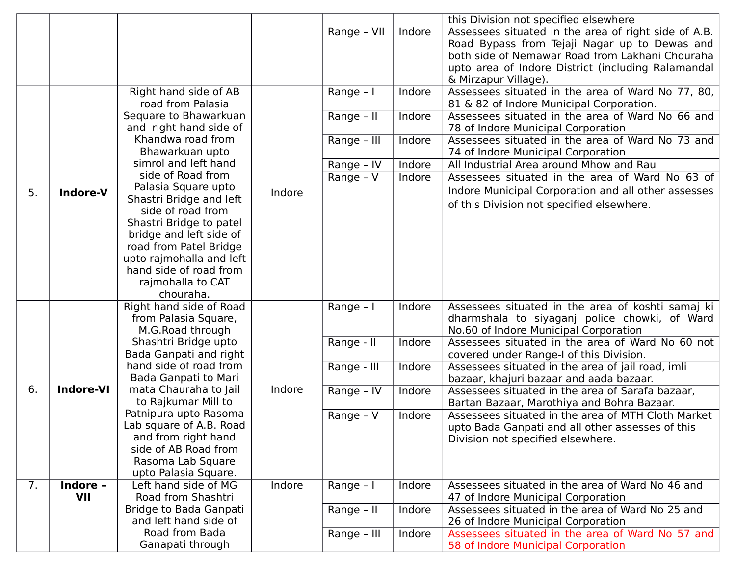| | | | | | | |
|---|---|---|---|---|---|---|
| | | | | | | this Division not specified elsewhere |
| | | | | Range – VII | Indore | Assessees situated in the area of right side of A.B. Road Bypass from Tejaji Nagar up to Dewas and both side of Nemawar Road from Lakhani Chouraha upto area of Indore District (including Ralamandal & Mirzapur Village). |
| 5. | **Indore-V** | Right hand side of AB road from Palasia Sequare to Bhawarkuan and right hand side of Khandwa road from Bhawarkuan upto simrol and left hand side of Road from Palasia Square upto Shastri Bridge and left side of road from Shastri Bridge to patel bridge and left side of road from Patel Bridge upto rajmohalla and left hand side of road from rajmohalla to CAT chouraha. | Indore | Range – I | Indore | Assessees situated in the area of Ward No 77, 80, 81 & 82 of Indore Municipal Corporation. |
| | | | | Range – II | Indore | Assessees situated in the area of Ward No 66 and 78 of Indore Municipal Corporation |
| | | | | Range – III | Indore | Assessees situated in the area of Ward No 73 and 74 of Indore Municipal Corporation |
| | | | | Range – IV | Indore | All Industrial Area around Mhow and Rau |
| | | | | Range – V | Indore | Assessees situated in the area of Ward No 63 of Indore Municipal Corporation and all other assesses of this Division not specified elsewhere. |
| 6. | **Indore-VI** | Right hand side of Road from Palasia Square, M.G.Road through Shashtri Bridge upto Bada Ganpati and right hand side of road from Bada Ganpati to Mari mata Chauraha to Jail to Rajkumar Mill to Patnipura upto Rasoma Lab square of A.B. Road and from right hand side of AB Road from Rasoma Lab Square upto Palasia Square. | Indore | Range – I | Indore | Assessees situated in the area of koshti samaj ki dharmshala to siyaganj police chowki, of Ward No.60 of Indore Municipal Corporation |
| | | | | Range - II | Indore | Assessees situated in the area of Ward No 60 not covered under Range-I of this Division. |
| | | | | Range - III | Indore | Assessees situated in the area of jail road, imli bazaar, khajuri bazaar and aada bazaar. |
| | | | | Range – IV | Indore | Assessees situated in the area of Sarafa bazaar, Bartan Bazaar, Marothiya and Bohra Bazaar. |
| | | | | Range – V | Indore | Assessees situated in the area of MTH Cloth Market upto Bada Ganpati and all other assesses of this Division not specified elsewhere. |
| 7. | **Indore – VII** | Left hand side of MG Road from Shashtri Bridge to Bada Ganpati and left hand side of Road from Bada Ganapati through | Indore | Range – I | Indore | Assessees situated in the area of Ward No 46 and 47 of Indore Municipal Corporation |
| | | | | Range – II | Indore | Assessees situated in the area of Ward No 25 and 26 of Indore Municipal Corporation |
| | | | | Range – III | Indore | Assessees situated in the area of Ward No 57 and 58 of Indore Municipal Corporation |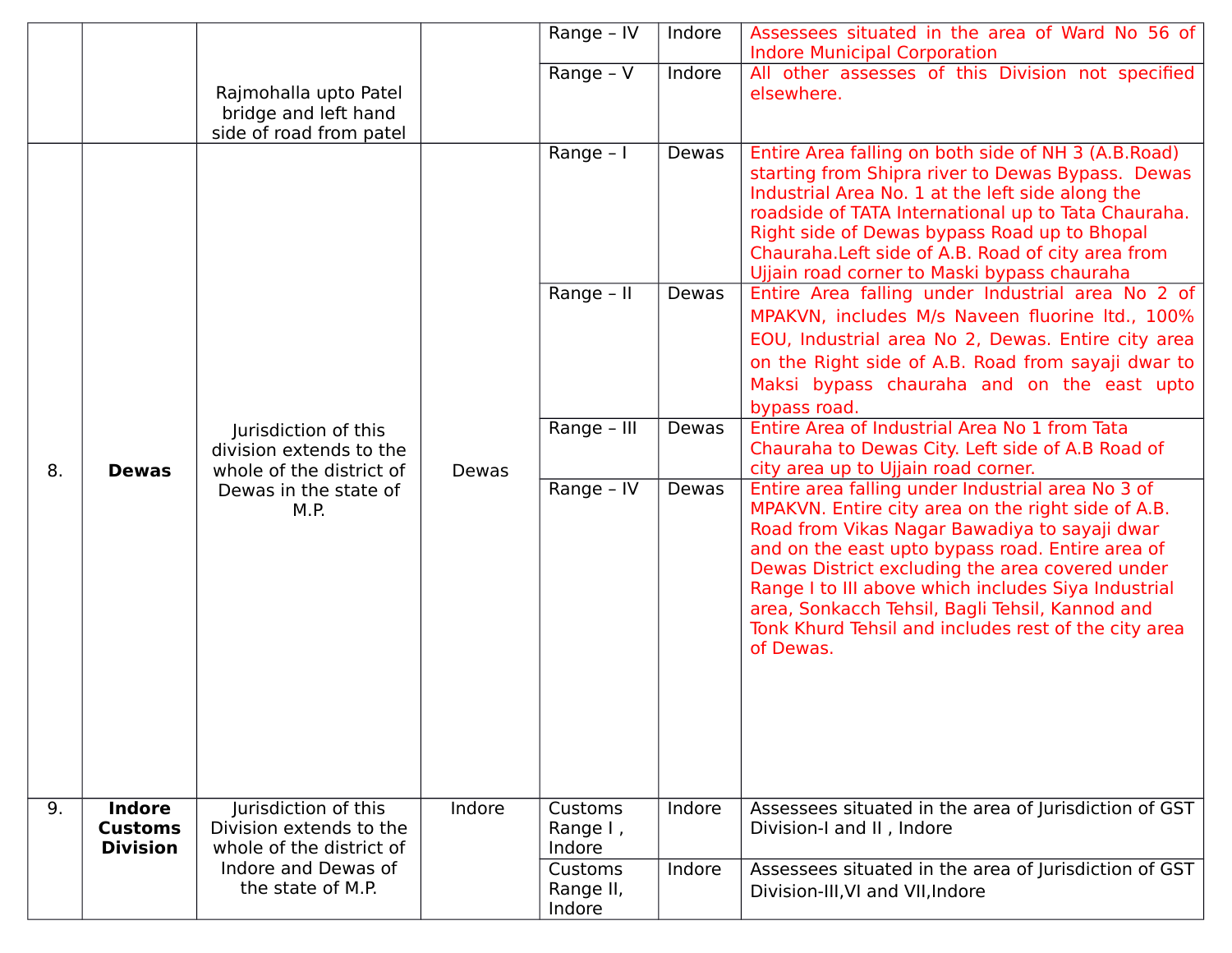| | | | | | | |
|---|---|---|---|---|---|---|
| | | Rajmohalla upto Patel bridge and left hand side of road from patel | | Range – IV | Indore | Assessees situated in the area of Ward No 56 of Indore Municipal Corporation |
| | | | | Range – V | Indore | All other assesses of this Division not specified elsewhere. |
| 8. | **Dewas** | Jurisdiction of this division extends to the whole of the district of Dewas in the state of M.P. | Dewas | Range – I | Dewas | Entire Area falling on both side of NH 3 (A.B.Road) starting from Shipra river to Dewas Bypass. Dewas Industrial Area No. 1 at the left side along the roadside of TATA International up to Tata Chauraha. Right side of Dewas bypass Road up to Bhopal Chauraha.Left side of A.B. Road of city area from Ujjain road corner to Maski bypass chauraha |
| | | | | Range – II | Dewas | Entire Area falling under Industrial area No 2 of MPAKVN, includes M/s Naveen fluorine ltd., 100% EOU, Industrial area No 2, Dewas. Entire city area on the Right side of A.B. Road from sayaji dwar to Maksi bypass chauraha and on the east upto bypass road. |
| | | | | Range – III | Dewas | Entire Area of Industrial Area No 1 from Tata Chauraha to Dewas City. Left side of A.B Road of city area up to Ujjain road corner. |
| | | | | Range – IV | Dewas | Entire area falling under Industrial area No 3 of MPAKVN. Entire city area on the right side of A.B. Road from Vikas Nagar Bawadiya to sayaji dwar and on the east upto bypass road. Entire area of Dewas District excluding the area covered under Range I to III above which includes Siya Industrial area, Sonkacch Tehsil, Bagli Tehsil, Kannod and Tonk Khurd Tehsil and includes rest of the city area of Dewas. |
| 9. | **Indore Customs Division** | Jurisdiction of this Division extends to the whole of the district of Indore and Dewas of the state of M.P. | Indore | Customs Range I , Indore | Indore | Assessees situated in the area of Jurisdiction of GST Division-I and II , Indore |
| | | | | Customs Range II, Indore | Indore | Assessees situated in the area of Jurisdiction of GST Division-III,VI and VII,Indore |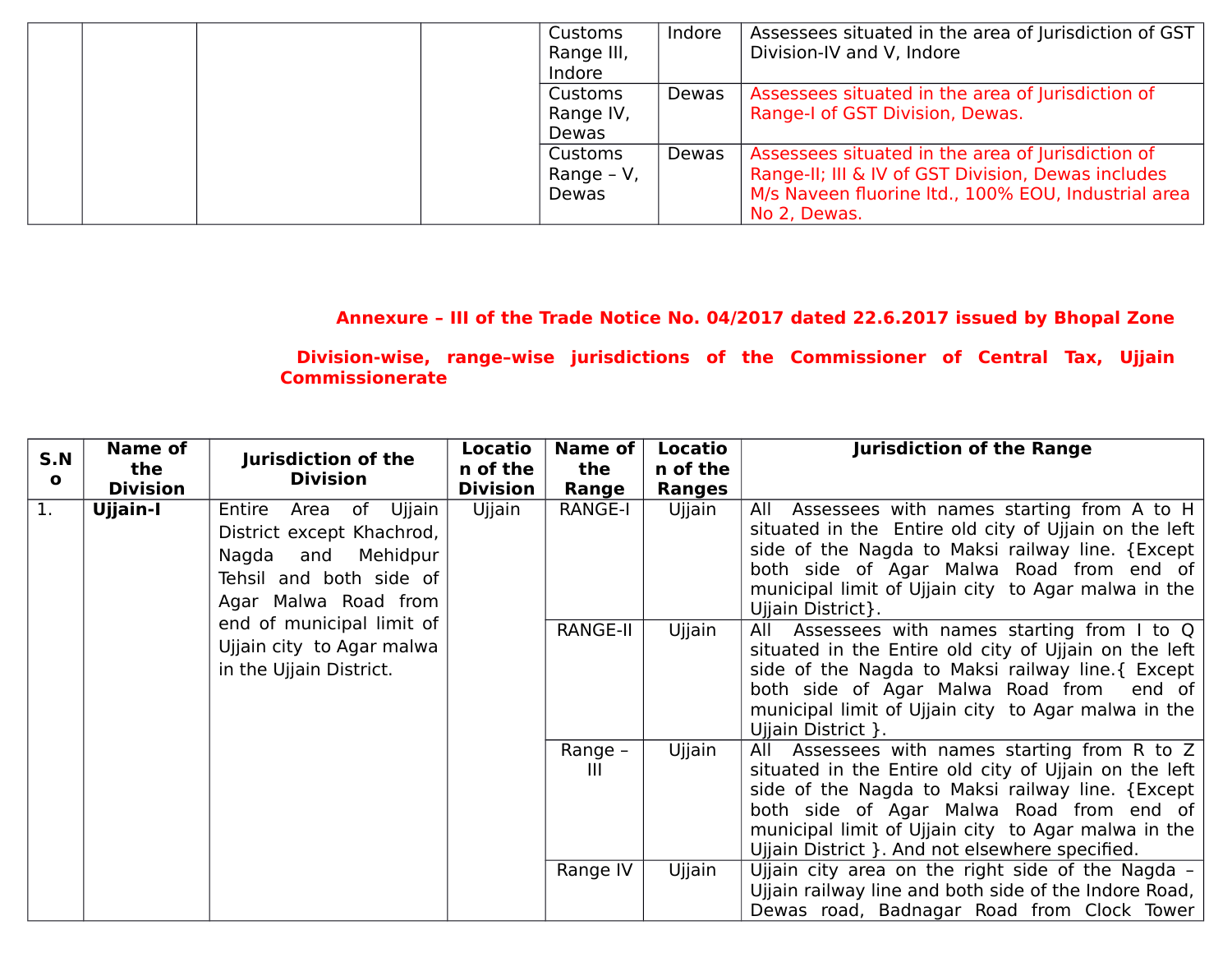| | | | | Customs Range III, Indore | Indore | Assessees situated in the area of Jurisdiction of GST Division-IV and V, Indore |
|---|---|---|---|---|---|---|
| | | | | Customs Range IV, Dewas | Dewas | Assessees situated in the area of Jurisdiction of Range-I of GST Division, Dewas. |
| | | | | Customs Range – V, Dewas | Dewas | Assessees situated in the area of Jurisdiction of Range-II; III & IV of GST Division, Dewas includes M/s Naveen fluorine ltd., 100% EOU, Industrial area No 2, Dewas. |

**Annexure – III of the Trade Notice No. 04/2017 dated 22.6.2017 issued by Bhopal Zone**

**Division-wise, range–wise jurisdictions of the Commissioner of Central Tax, Ujjain Commissionerate**

| S.No | Name of the Division | Jurisdiction of the Division | Location of the Division | Name of the Range | Location of the Ranges | Jurisdiction of the Range |
|---|---|---|---|---|---|---|
| 1. | **Ujjain-I** | Entire Area of Ujjain District except Khachrod, Nagda and Mehidpur Tehsil and both side of Agar Malwa Road from end of municipal limit of Ujjain city to Agar malwa in the Ujjain District. | Ujjain | RANGE-I | Ujjain | All Assessees with names starting from A to H situated in the Entire old city of Ujjain on the left side of the Nagda to Maksi railway line. {Except both side of Agar Malwa Road from end of municipal limit of Ujjain city to Agar malwa in the Ujjain District}. |
| | | | | RANGE-II | Ujjain | All Assessees with names starting from I to Q situated in the Entire old city of Ujjain on the left side of the Nagda to Maksi railway line.{ Except both side of Agar Malwa Road from end of municipal limit of Ujjain city to Agar malwa in the Ujjain District }. |
| | | | | Range – III | Ujjain | All Assessees with names starting from R to Z situated in the Entire old city of Ujjain on the left side of the Nagda to Maksi railway line. {Except both side of Agar Malwa Road from end of municipal limit of Ujjain city to Agar malwa in the Ujjain District }. And not elsewhere specified. |
| | | | | Range IV | Ujjain | Ujjain city area on the right side of the Nagda – Ujjain railway line and both side of the Indore Road, Dewas road, Badnagar Road from Clock Tower |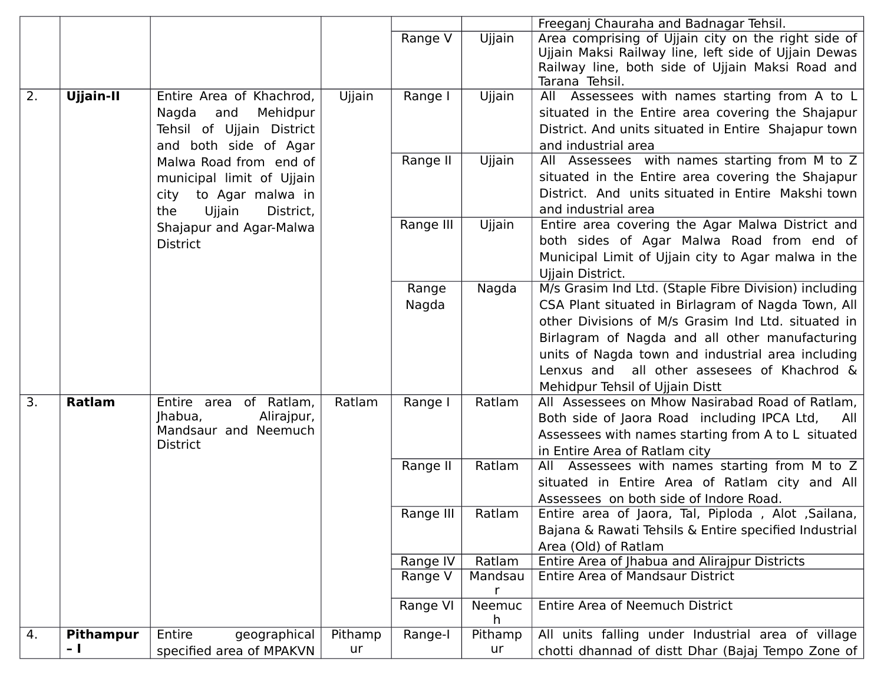| | | | | | | |
|---|---|---|---|---|---|---|
| | | | | | | Freeganj Chauraha and Badnagar Tehsil. |
| | | | | Range V | Ujjain | Area comprising of Ujjain city on the right side of Ujjain Maksi Railway line, left side of Ujjain Dewas Railway line, both side of Ujjain Maksi Road and Tarana Tehsil. |
| 2. | **Ujjain-II** | Entire Area of Khachrod, Nagda and Mehidpur Tehsil of Ujjain District and both side of Agar Malwa Road from end of municipal limit of Ujjain city to Agar malwa in the Ujjain District, Shajapur and Agar-Malwa District | Ujjain | Range I | Ujjain | All Assessees with names starting from A to L situated in the Entire area covering the Shajapur District. And units situated in Entire Shajapur town and industrial area |
| | | | | Range II | Ujjain | All Assessees with names starting from M to Z situated in the Entire area covering the Shajapur District. And units situated in Entire Makshi town and industrial area |
| | | | | Range III | Ujjain | Entire area covering the Agar Malwa District and both sides of Agar Malwa Road from end of Municipal Limit of Ujjain city to Agar malwa in the Ujjain District. |
| | | | | Range Nagda | Nagda | M/s Grasim Ind Ltd. (Staple Fibre Division) including CSA Plant situated in Birlagram of Nagda Town, All other Divisions of M/s Grasim Ind Ltd. situated in Birlagram of Nagda and all other manufacturing units of Nagda town and industrial area including Lenxus and all other assesees of Khachrod & Mehidpur Tehsil of Ujjain Distt |
| 3. | **Ratlam** | Entire area of Ratlam, Jhabua, Alirajpur, Mandsaur and Neemuch District | Ratlam | Range I | Ratlam | All Assessees on Mhow Nasirabad Road of Ratlam, Both side of Jaora Road including IPCA Ltd, All Assessees with names starting from A to L situated in Entire Area of Ratlam city |
| | | | | Range II | Ratlam | All Assessees with names starting from M to Z situated in Entire Area of Ratlam city and All Assessees on both side of Indore Road. |
| | | | | Range III | Ratlam | Entire area of Jaora, Tal, Piploda , Alot ,Sailana, Bajana & Rawati Tehsils & Entire specified Industrial Area (Old) of Ratlam |
| | | | | Range IV | Ratlam | Entire Area of Jhabua and Alirajpur Districts |
| | | | | Range V | Mandsaur | Entire Area of Mandsaur District |
| | | | | Range VI | Neemuch | Entire Area of Neemuch District |
| 4. | **Pithampur – I** | Entire geographical specified area of MPAKVN | Pithampur | Range-I | Pithampur | All units falling under Industrial area of village chotti dhannad of distt Dhar (Bajaj Tempo Zone of |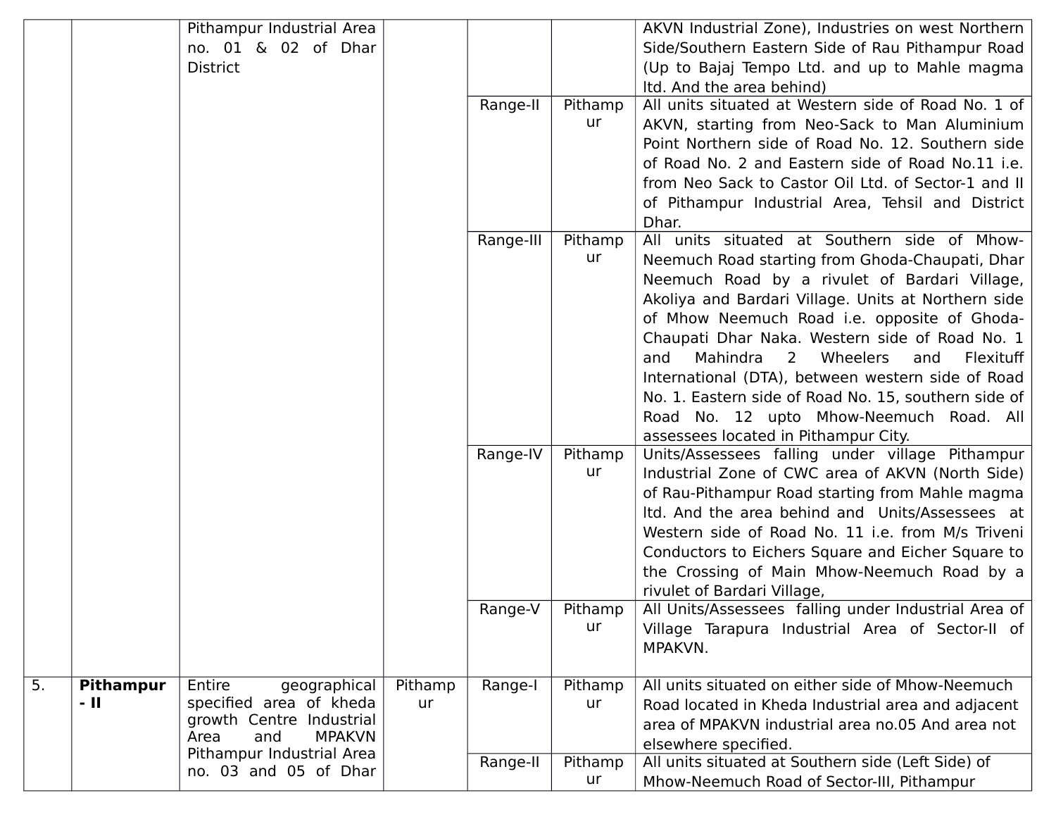| | | Pithampur Industrial Area no. 01 & 02 of Dhar District | | | | AKVN Industrial Zone), Industries on west Northern Side/Southern Eastern Side of Rau Pithampur Road (Up to Bajaj Tempo Ltd. and up to Mahle magma ltd. And the area behind) |
|---|---|---|---|---|---|---|
| | | | | Range-II | Pithampur | All units situated at Western side of Road No. 1 of AKVN, starting from Neo-Sack to Man Aluminium Point Northern side of Road No. 12. Southern side of Road No. 2 and Eastern side of Road No.11 i.e. from Neo Sack to Castor Oil Ltd. of Sector-1 and II of Pithampur Industrial Area, Tehsil and District Dhar. |
| | | | | Range-III | Pithampur | All units situated at Southern side of Mhow-Neemuch Road starting from Ghoda-Chaupati, Dhar Neemuch Road by a rivulet of Bardari Village, Akoliya and Bardari Village. Units at Northern side of Mhow Neemuch Road i.e. opposite of Ghoda-Chaupati Dhar Naka. Western side of Road No. 1 and Mahindra 2 Wheelers and Flexituff International (DTA), between western side of Road No. 1. Eastern side of Road No. 15, southern side of Road No. 12 upto Mhow-Neemuch Road. All assessees located in Pithampur City. |
| | | | | Range-IV | Pithampur | Units/Assessees falling under village Pithampur Industrial Zone of CWC area of AKVN (North Side) of Rau-Pithampur Road starting from Mahle magma ltd. And the area behind and Units/Assessees at Western side of Road No. 11 i.e. from M/s Triveni Conductors to Eichers Square and Eicher Square to the Crossing of Main Mhow-Neemuch Road by a rivulet of Bardari Village, |
| | | | | Range-V | Pithampur | All Units/Assessees falling under Industrial Area of Village Tarapura Industrial Area of Sector-II of MPAKVN. |
| 5. | **Pithampur - II** | Entire geographical specified area of kheda growth Centre Industrial Area and MPAKVN Pithampur Industrial Area no. 03 and 05 of Dhar | Pithampur | Range-I | Pithampur | All units situated on either side of Mhow-Neemuch Road located in Kheda Industrial area and adjacent area of MPAKVN industrial area no.05 And area not elsewhere specified. |
| | | | | Range-II | Pithampur | All units situated at Southern side (Left Side) of Mhow-Neemuch Road of Sector-III, Pithampur |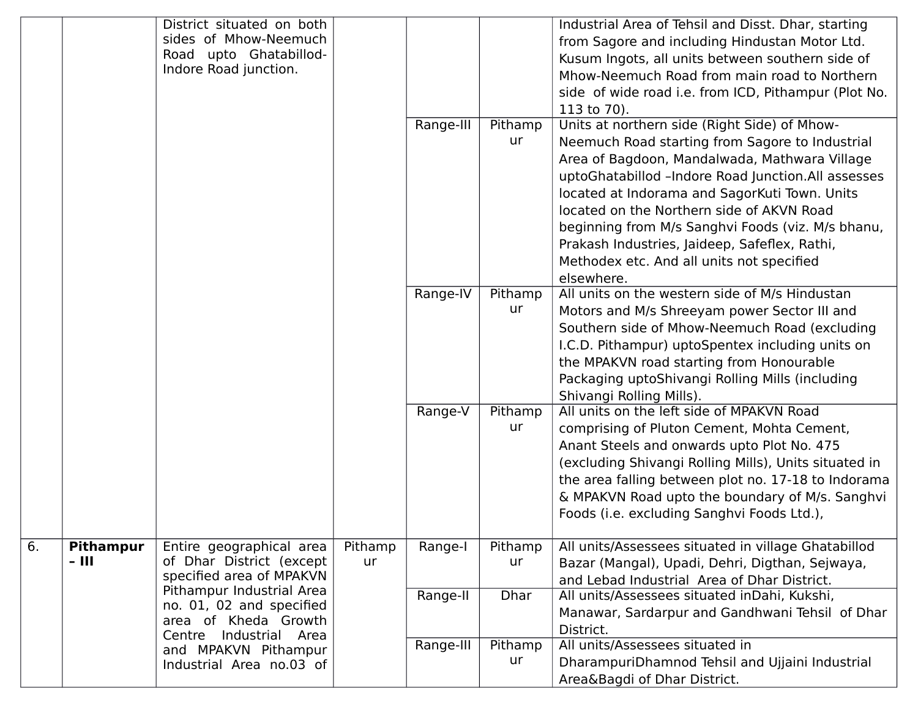| | | District situated on both sides of Mhow-Neemuch Road upto Ghatabillod-Indore Road junction. | | | | Industrial Area of Tehsil and Disst. Dhar, starting from Sagore and including Hindustan Motor Ltd. Kusum Ingots, all units between southern side of Mhow-Neemuch Road from main road to Northern side of wide road i.e. from ICD, Pithampur (Plot No. 113 to 70). |
|---|---|---|---|---|---|---|
| | | | | Range-III | Pithampur | Units at northern side (Right Side) of Mhow-Neemuch Road starting from Sagore to Industrial Area of Bagdoon, Mandalwada, Mathwara Village uptoGhatabillod –Indore Road Junction.All assesses located at Indorama and SagorKuti Town. Units located on the Northern side of AKVN Road beginning from M/s Sanghvi Foods (viz. M/s bhanu, Prakash Industries, Jaideep, Safeflex, Rathi, Methodex etc. And all units not specified elsewhere. |
| | | | | Range-IV | Pithampur | All units on the western side of M/s Hindustan Motors and M/s Shreeyam power Sector III and Southern side of Mhow-Neemuch Road (excluding I.C.D. Pithampur) uptoSpentex including units on the MPAKVN road starting from Honourable Packaging uptoShivangi Rolling Mills (including Shivangi Rolling Mills). |
| | | | | Range-V | Pithampur | All units on the left side of MPAKVN Road comprising of Pluton Cement, Mohta Cement, Anant Steels and onwards upto Plot No. 475 (excluding Shivangi Rolling Mills), Units situated in the area falling between plot no. 17-18 to Indorama & MPAKVN Road upto the boundary of M/s. Sanghvi Foods (i.e. excluding Sanghvi Foods Ltd.), |
| 6. | **Pithampur – III** | Entire geographical area of Dhar District (except specified area of MPAKVN Pithampur Industrial Area no. 01, 02 and specified area of Kheda Growth Centre Industrial Area and MPAKVN Pithampur Industrial Area no.03 of | Pithampur | Range-I | Pithampur | All units/Assessees situated in village Ghatabillod Bazar (Mangal), Upadi, Dehri, Digthan, Sejwaya, and Lebad Industrial Area of Dhar District. |
| | | | | Range-II | Dhar | All units/Assessees situated inDahi, Kukshi, Manawar, Sardarpur and Gandhwani Tehsil of Dhar District. |
| | | | | Range-III | Pithampur | All units/Assessees situated in DharampuriDhamnod Tehsil and Ujjaini Industrial Area&Bagdi of Dhar District. |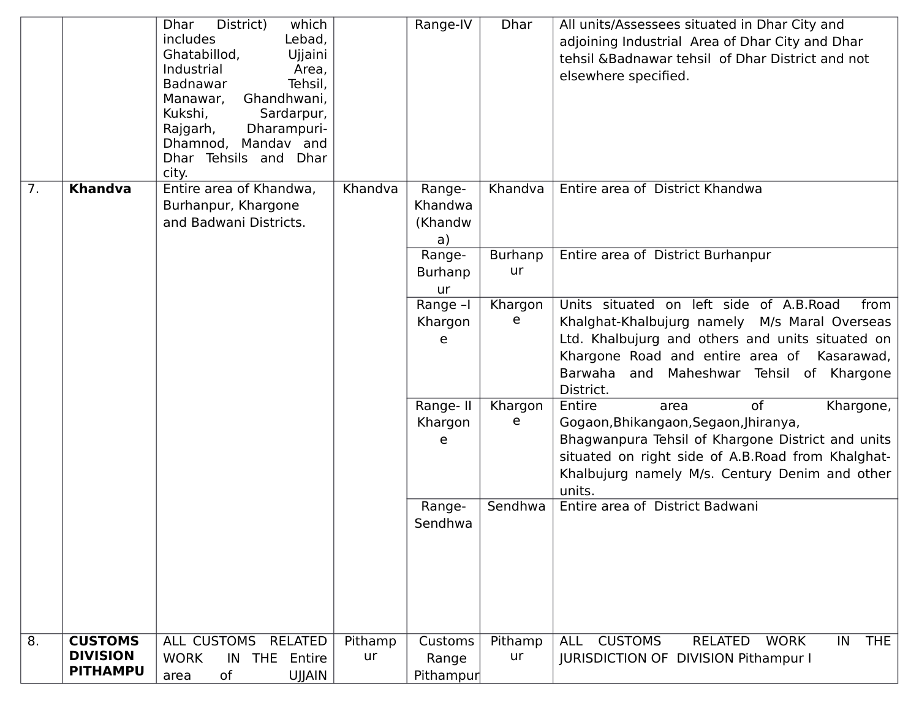| | | | | | | |
|---|---|---|---|---|---|---|
| | | Dhar District) which includes Lebad, Ghatabillod, Ujjaini Industrial Area, Badnawar Tehsil, Manawar, Ghandhwani, Kukshi, Sardarpur, Rajgarh, Dharampuri-Dhamnod, Mandav and Dhar Tehsils and Dhar city. | | Range-IV | Dhar | All units/Assessees situated in Dhar City and adjoining Industrial Area of Dhar City and Dhar tehsil &Badnawar tehsil of Dhar District and not elsewhere specified. |
| 7. | **Khandva** | Entire area of Khandwa, Burhanpur, Khargone and Badwani Districts. | Khandva | Range-Khandwa (Khandwa) | Khandva | Entire area of District Khandwa |
| | | | | Range-Burhanpur | Burhanpur | Entire area of District Burhanpur |
| | | | | Range –I Khargone | Khargone | Units situated on left side of A.B.Road from Khalghat-Khalbujurg namely M/s Maral Overseas Ltd. Khalbujurg and others and units situated on Khargone Road and entire area of Kasarawad, Barwaha and Maheshwar Tehsil of Khargone District. |
| | | | | Range- II Khargone | Khargone | Entire area of Khargone, Gogaon,Bhikangaon,Segaon,Jhiranya, Bhagwanpura Tehsil of Khargone District and units situated on right side of A.B.Road from Khalghat-Khalbujurg namely M/s. Century Denim and other units. |
| | | | | Range-Sendhwa | Sendhwa | Entire area of District Badwani |
| 8. | **CUSTOMS DIVISION PITHAMPU** | ALL CUSTOMS RELATED WORK IN THE Entire area of UJJAIN | Pithampur | Customs Range Pithampur | Pithampur | ALL CUSTOMS RELATED WORK IN THE JURISDICTION OF DIVISION Pithampur I |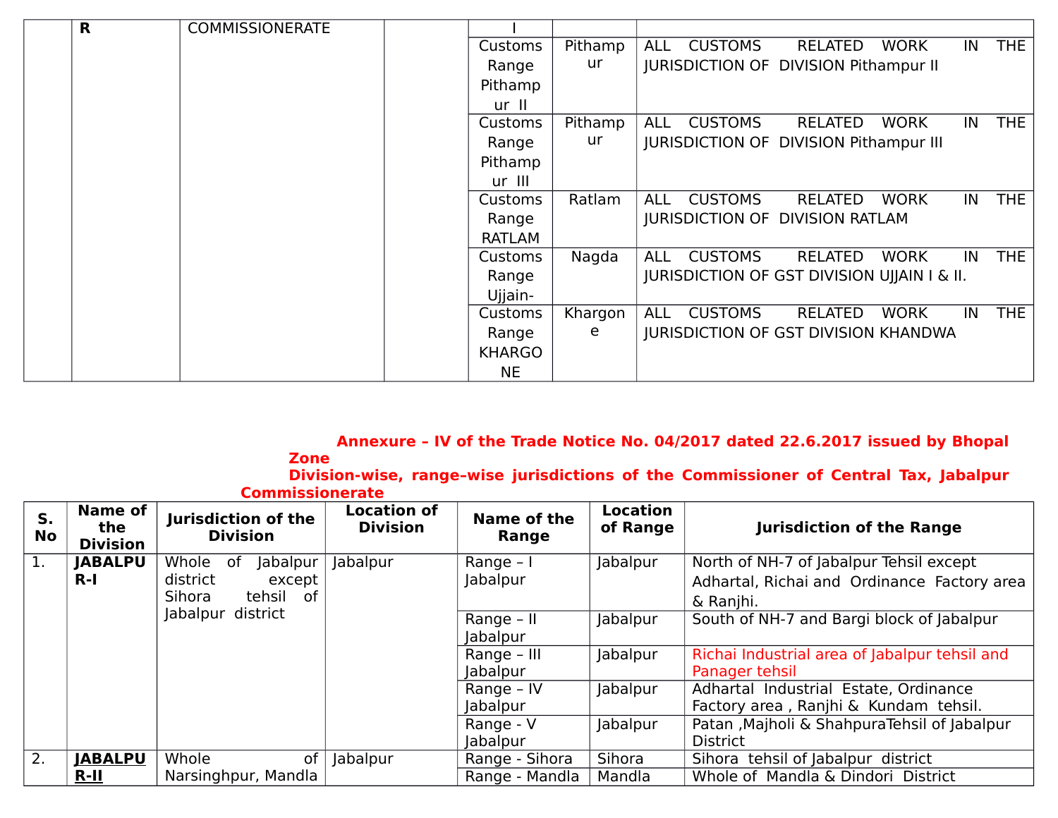| | R | COMMISSIONERATE | | I | | |
|---|---|---|---|---|---|---|
| | | | | Customs Range Pithampur II | Pithampur | ALL CUSTOMS RELATED WORK IN THE JURISDICTION OF DIVISION Pithampur II |
| | | | | Customs Range Pithampur III | Pithampur | ALL CUSTOMS RELATED WORK IN THE JURISDICTION OF DIVISION Pithampur III |
| | | | | Customs Range RATLAM | Ratlam | ALL CUSTOMS RELATED WORK IN THE JURISDICTION OF DIVISION RATLAM |
| | | | | Customs Range Ujjain- | Nagda | ALL CUSTOMS RELATED WORK IN THE JURISDICTION OF GST DIVISION UJJAIN I & II. |
| | | | | Customs Range KHARGONE | Khargone | ALL CUSTOMS RELATED WORK IN THE JURISDICTION OF GST DIVISION KHANDWA |

**Annexure – IV of the Trade Notice No. 04/2017 dated 22.6.2017 issued by Bhopal Zone**

**Division-wise, range-wise jurisdictions of the Commissioner of Central Tax, Jabalpur Commissionerate**

| S. No | Name of the Division | Jurisdiction of the Division | Location of Division | Name of the Range | Location of Range | Jurisdiction of the Range |
|---|---|---|---|---|---|---|
| 1. | **JABALPUR-I** | Whole of Jabalpur district except Sihora tehsil of Jabalpur district | Jabalpur | Range – I Jabalpur | Jabalpur | North of NH-7 of Jabalpur Tehsil except Adhartal, Richai and Ordinance Factory area & Ranjhi. |
| | | | | Range – II Jabalpur | Jabalpur | South of NH-7 and Bargi block of Jabalpur |
| | | | | Range – III Jabalpur | Jabalpur | Richai Industrial area of Jabalpur tehsil and Panager tehsil |
| | | | | Range – IV Jabalpur | Jabalpur | Adhartal Industrial Estate, Ordinance Factory area , Ranjhi & Kundam tehsil. |
| | | | | Range - V Jabalpur | Jabalpur | Patan ,Majholi & ShahpuraTehsil of Jabalpur District |
| 2. | **JABALPUR-II** | Whole of Narsinghpur, Mandla | Jabalpur | Range - Sihora | Sihora | Sihora tehsil of Jabalpur district |
| | | | | Range - Mandla | Mandla | Whole of Mandla & Dindori District |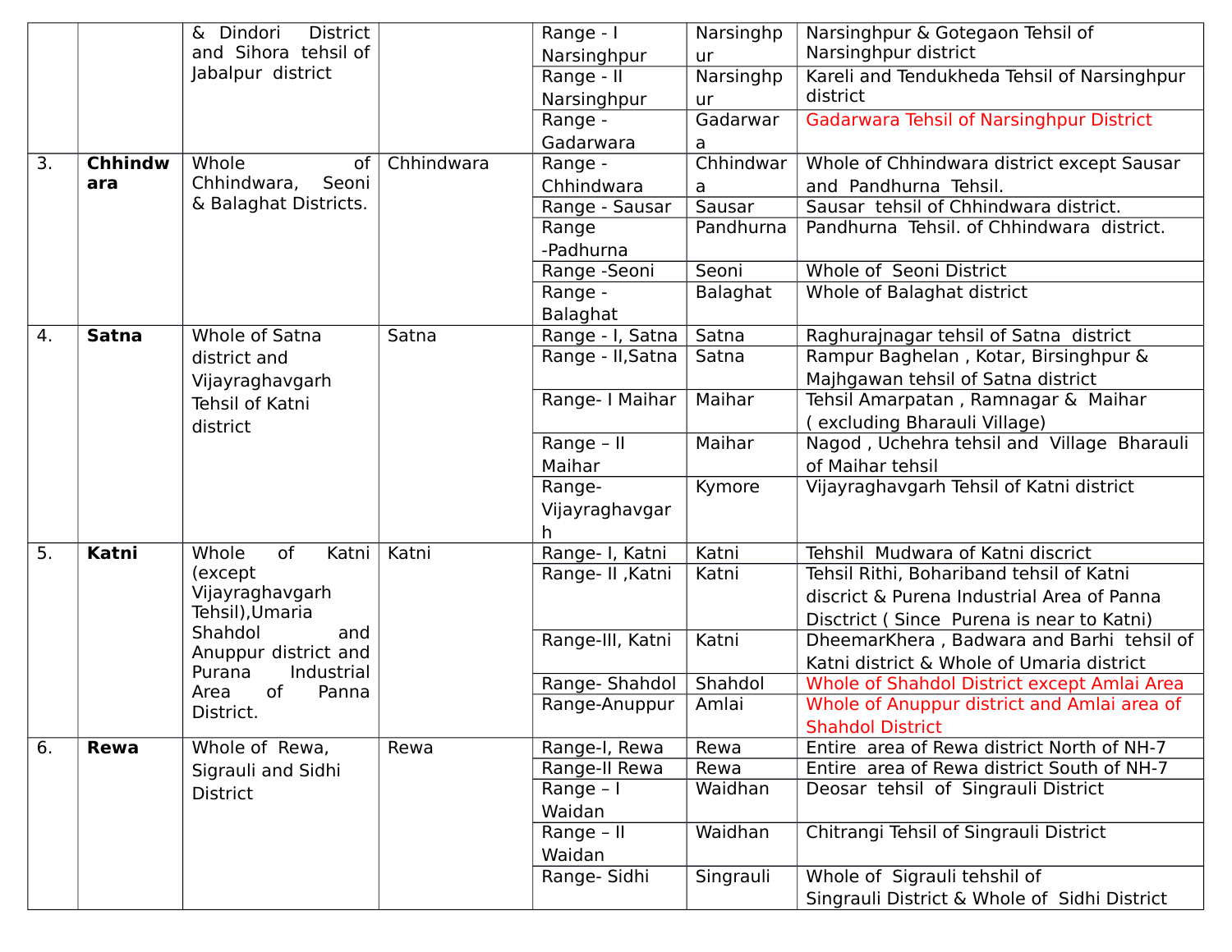| | | & Dindori District and Sihora tehsil of Jabalpur district | | Range - I Narsinghpur | Narsinghpur | Narsinghpur & Gotegaon Tehsil of Narsinghpur district |
|---|---|---|---|---|---|---|
| | | | | Range - II Narsinghpur | Narsinghpur | Kareli and Tendukheda Tehsil of Narsinghpur district |
| | | | | Range - Gadarwara | Gadarwara | Gadarwara Tehsil of Narsinghpur District |
| 3. | **Chhindwara** | Whole of Chhindwara, Seoni & Balaghat Districts. | Chhindwara | Range - Chhindwara | Chhindwara | Whole of Chhindwara district except Sausar and Pandhurna Tehsil. |
| | | | | Range - Sausar | Sausar | Sausar tehsil of Chhindwara district. |
| | | | | Range -Padhurna | Pandhurna | Pandhurna Tehsil. of Chhindwara district. |
| | | | | Range -Seoni | Seoni | Whole of Seoni District |
| | | | | Range - Balaghat | Balaghat | Whole of Balaghat district |
| 4. | **Satna** | Whole of Satna district and Vijayraghavgarh Tehsil of Katni district | Satna | Range - I, Satna | Satna | Raghurajnagar tehsil of Satna district |
| | | | | Range - II,Satna | Satna | Rampur Baghelan , Kotar, Birsinghpur & Majhgawan tehsil of Satna district |
| | | | | Range- I Maihar | Maihar | Tehsil Amarpatan , Ramnagar & Maihar ( excluding Bharauli Village) |
| | | | | Range – II Maihar | Maihar | Nagod , Uchehra tehsil and Village Bharauli of Maihar tehsil |
| | | | | Range-Vijayraghavgarh | Kymore | Vijayraghavgarh Tehsil of Katni district |
| 5. | **Katni** | Whole of Katni (except Vijayraghavgarh Tehsil),Umaria Shahdol and Anuppur district and Purana Industrial Area of Panna District. | Katni | Range- I, Katni | Katni | Tehshil Mudwara of Katni discrict |
| | | | | Range- II ,Katni | Katni | Tehsil Rithi, Bohariband tehsil of Katni discrict & Purena Industrial Area of Panna Disctrict ( Since Purena is near to Katni) |
| | | | | Range-III, Katni | Katni | DheemarKhera , Badwara and Barhi tehsil of Katni district & Whole of Umaria district |
| | | | | Range- Shahdol | Shahdol | Whole of Shahdol District except Amlai Area |
| | | | | Range-Anuppur | Amlai | Whole of Anuppur district and Amlai area of Shahdol District |
| 6. | **Rewa** | Whole of Rewa, Sigrauli and Sidhi District | Rewa | Range-I, Rewa | Rewa | Entire area of Rewa district North of NH-7 |
| | | | | Range-II Rewa | Rewa | Entire area of Rewa district South of NH-7 |
| | | | | Range – I Waidan | Waidhan | Deosar tehsil of Singrauli District |
| | | | | Range – II Waidan | Waidhan | Chitrangi Tehsil of Singrauli District |
| | | | | Range- Sidhi | Singrauli | Whole of Sigrauli tehshil of Singrauli District & Whole of Sidhi District |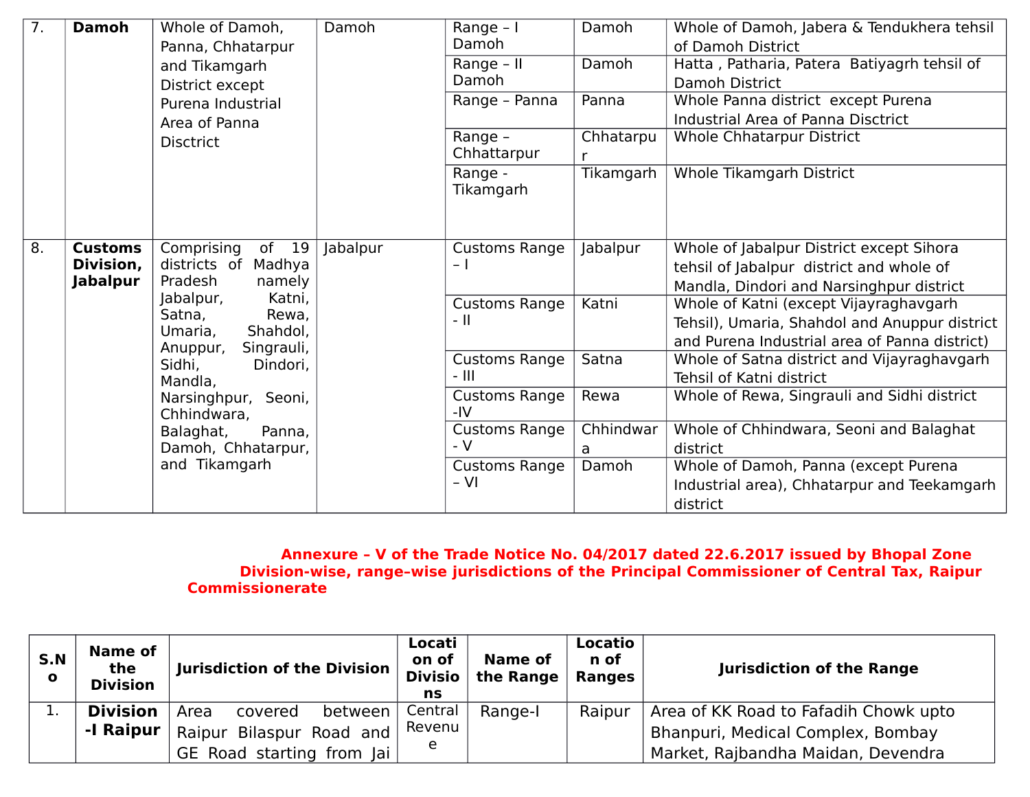| 7. | **Damoh** | Whole of Damoh, Panna, Chhatarpur and Tikamgarh District except Purena Industrial Area of Panna Disctrict | Damoh | Range – I Damoh | Damoh | Whole of Damoh, Jabera & Tendukhera tehsil of Damoh District |
|---|---|---|---|---|---|---|
| | | | | Range – II Damoh | Damoh | Hatta , Patharia, Patera Batiyagrh tehsil of Damoh District |
| | | | | Range – Panna | Panna | Whole Panna district except Purena Industrial Area of Panna Disctrict |
| | | | | Range – Chhattarpur | Chhatarpur | Whole Chhatarpur District |
| | | | | Range - Tikamgarh | Tikamgarh | Whole Tikamgarh District |
| 8. | **Customs Division, Jabalpur** | Comprising of 19 districts of Madhya Pradesh namely Jabalpur, Katni, Satna, Rewa, Umaria, Shahdol, Anuppur, Singrauli, Sidhi, Dindori, Mandla, Narsinghpur, Seoni, Chhindwara, Balaghat, Panna, Damoh, Chhatarpur, and Tikamgarh | Jabalpur | Customs Range – I | Jabalpur | Whole of Jabalpur District except Sihora tehsil of Jabalpur district and whole of Mandla, Dindori and Narsinghpur district |
| | | | | Customs Range - II | Katni | Whole of Katni (except Vijayraghavgarh Tehsil), Umaria, Shahdol and Anuppur district and Purena Industrial area of Panna district) |
| | | | | Customs Range - III | Satna | Whole of Satna district and Vijayraghavgarh Tehsil of Katni district |
| | | | | Customs Range -IV | Rewa | Whole of Rewa, Singrauli and Sidhi district |
| | | | | Customs Range - V | Chhindwara | Whole of Chhindwara, Seoni and Balaghat district |
| | | | | Customs Range – VI | Damoh | Whole of Damoh, Panna (except Purena Industrial area), Chhatarpur and Teekamgarh district |

**Annexure – V of the Trade Notice No. 04/2017 dated 22.6.2017 issued by Bhopal Zone Division-wise, range–wise jurisdictions of the Principal Commissioner of Central Tax, Raipur Commissionerate**

| S.No | Name of the Division | Jurisdiction of the Division | Location of Divisions | Name of the Range | Location of Ranges | Jurisdiction of the Range |
|---|---|---|---|---|---|---|
| 1. | **Division -I Raipur** | Area covered between Raipur Bilaspur Road and GE Road starting from Jai | Central Revenue | Range-I | Raipur | Area of KK Road to Fafadih Chowk upto Bhanpuri, Medical Complex, Bombay Market, Rajbandha Maidan, Devendra |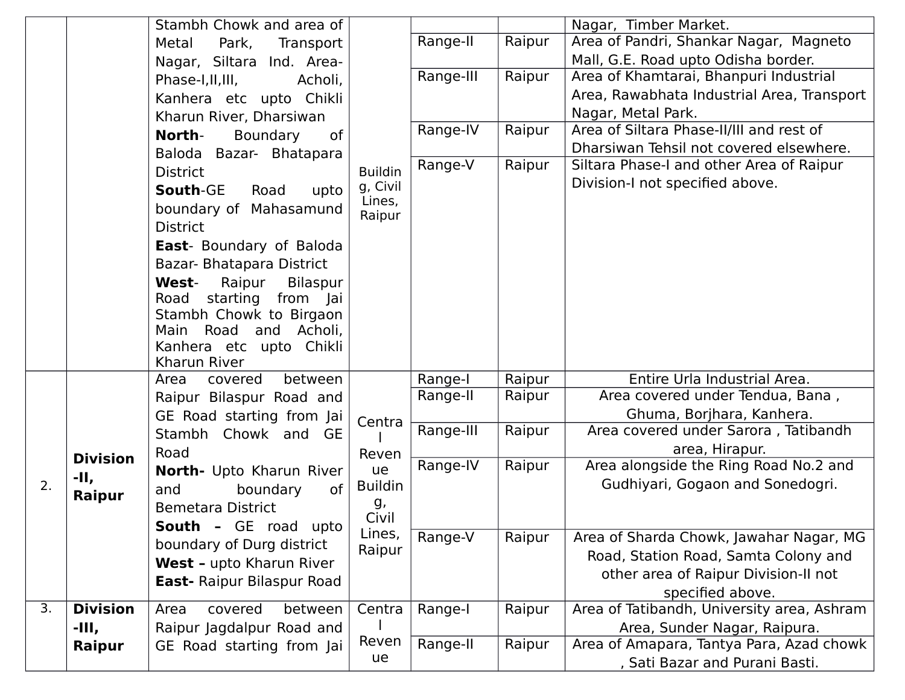| | | | | | | |
|---|---|---|---|---|---|---|
| | | Stambh Chowk and area of Metal Park, Transport Nagar, Siltara Ind. Area-Phase-I,II,III, Acholi, Kanhera etc upto Chikli Kharun River, Dharsiwan<br>**North**- Boundary of Baloda Bazar- Bhatapara District<br>**South**-GE Road upto boundary of Mahasamund District<br>**East**- Boundary of Baloda Bazar- Bhatapara District<br>**West**- Raipur Bilaspur Road starting from Jai Stambh Chowk to Birgaon Main Road and Acholi, Kanhera etc upto Chikli Kharun River | Building, Civil Lines, Raipur | | | Nagar, Timber Market. |
| | | | | Range-II | Raipur | Area of Pandri, Shankar Nagar, Magneto Mall, G.E. Road upto Odisha border. |
| | | | | Range-III | Raipur | Area of Khamtarai, Bhanpuri Industrial Area, Rawabhata Industrial Area, Transport Nagar, Metal Park. |
| | | | | Range-IV | Raipur | Area of Siltara Phase-II/III and rest of Dharsiwan Tehsil not covered elsewhere. |
| | | | | Range-V | Raipur | Siltara Phase-I and other Area of Raipur Division-I not specified above. |
| 2. | **Division -II, Raipur** | Area covered between Raipur Bilaspur Road and GE Road starting from Jai Stambh Chowk and GE Road<br>**North-** Upto Kharun River and boundary of Bemetara District<br>**South –** GE road upto boundary of Durg district<br>**West –** upto Kharun River<br>**East-** Raipur Bilaspur Road | Central Revenue Building, Civil Lines, Raipur | Range-I | Raipur | Entire Urla Industrial Area. |
| | | | | Range-II | Raipur | Area covered under Tendua, Bana , Ghuma, Borjhara, Kanhera. |
| | | | | Range-III | Raipur | Area covered under Sarora , Tatibandh area, Hirapur. |
| | | | | Range-IV | Raipur | Area alongside the Ring Road No.2 and Gudhiyari, Gogaon and Sonedogri. |
| | | | | Range-V | Raipur | Area of Sharda Chowk, Jawahar Nagar, MG Road, Station Road, Samta Colony and other area of Raipur Division-II not specified above. |
| 3. | **Division -III, Raipur** | Area covered between Raipur Jagdalpur Road and GE Road starting from Jai | Central Revenue | Range-I | Raipur | Area of Tatibandh, University area, Ashram Area, Sunder Nagar, Raipura. |
| | | | | Range-II | Raipur | Area of Amapara, Tantya Para, Azad chowk , Sati Bazar and Purani Basti. |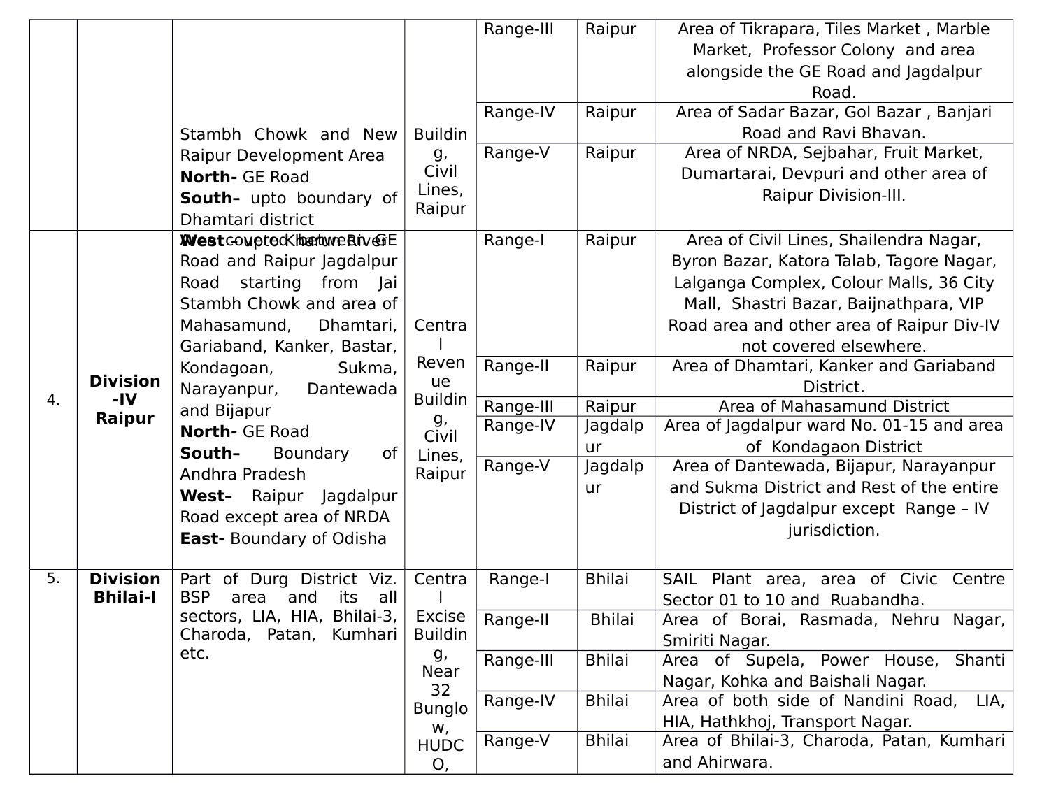| | | | | | | |
|---|---|---|---|---|---|---|
| | | Stambh Chowk and New Raipur Development Area **North-** GE Road **South–** upto boundary of Dhamtari district **West** – upto Kharun River | Building, Civil Lines, Raipur | Range-III | Raipur | Area of Tikrapara, Tiles Market , Marble Market, Professor Colony and area alongside the GE Road and Jagdalpur Road. |
| | | | | Range-IV | Raipur | Area of Sadar Bazar, Gol Bazar , Banjari Road and Ravi Bhavan. |
| | | | | Range-V | Raipur | Area of NRDA, Sejbahar, Fruit Market, Dumartarai, Devpuri and other area of Raipur Division-III. |
| 4. | **Division -IV Raipur** | Area covered between GE Road and Raipur Jagdalpur Road starting from Jai Stambh Chowk and area of Mahasamund, Dhamtari, Gariaband, Kanker, Bastar, Kondagoan, Sukma, Narayanpur, Dantewada and Bijapur **North-** GE Road **South–** Boundary of Andhra Pradesh **West–** Raipur Jagdalpur Road except area of NRDA **East-** Boundary of Odisha | Central Revenue Building, Civil Lines, Raipur | Range-I | Raipur | Area of Civil Lines, Shailendra Nagar, Byron Bazar, Katora Talab, Tagore Nagar, Lalganga Complex, Colour Malls, 36 City Mall, Shastri Bazar, Baijnathpara, VIP Road area and other area of Raipur Div-IV not covered elsewhere. |
| | | | | Range-II | Raipur | Area of Dhamtari, Kanker and Gariaband District. |
| | | | | Range-III | Raipur | Area of Mahasamund District |
| | | | | Range-IV | Jagdalpur | Area of Jagdalpur ward No. 01-15 and area of Kondagaon District |
| | | | | Range-V | Jagdalpur | Area of Dantewada, Bijapur, Narayanpur and Sukma District and Rest of the entire District of Jagdalpur except Range – IV jurisdiction. |
| 5. | **Division Bhilai-I** | Part of Durg District Viz. BSP area and its all sectors, LIA, HIA, Bhilai-3, Charoda, Patan, Kumhari etc. | Central Excise Building, Near 32 Bunglow, HUDCO, | Range-I | Bhilai | SAIL Plant area, area of Civic Centre Sector 01 to 10 and Ruabandha. |
| | | | | Range-II | Bhilai | Area of Borai, Rasmada, Nehru Nagar, Smiriti Nagar. |
| | | | | Range-III | Bhilai | Area of Supela, Power House, Shanti Nagar, Kohka and Baishali Nagar. |
| | | | | Range-IV | Bhilai | Area of both side of Nandini Road, LIA, HIA, Hathkhoj, Transport Nagar. |
| | | | | Range-V | Bhilai | Area of Bhilai-3, Charoda, Patan, Kumhari and Ahirwara. |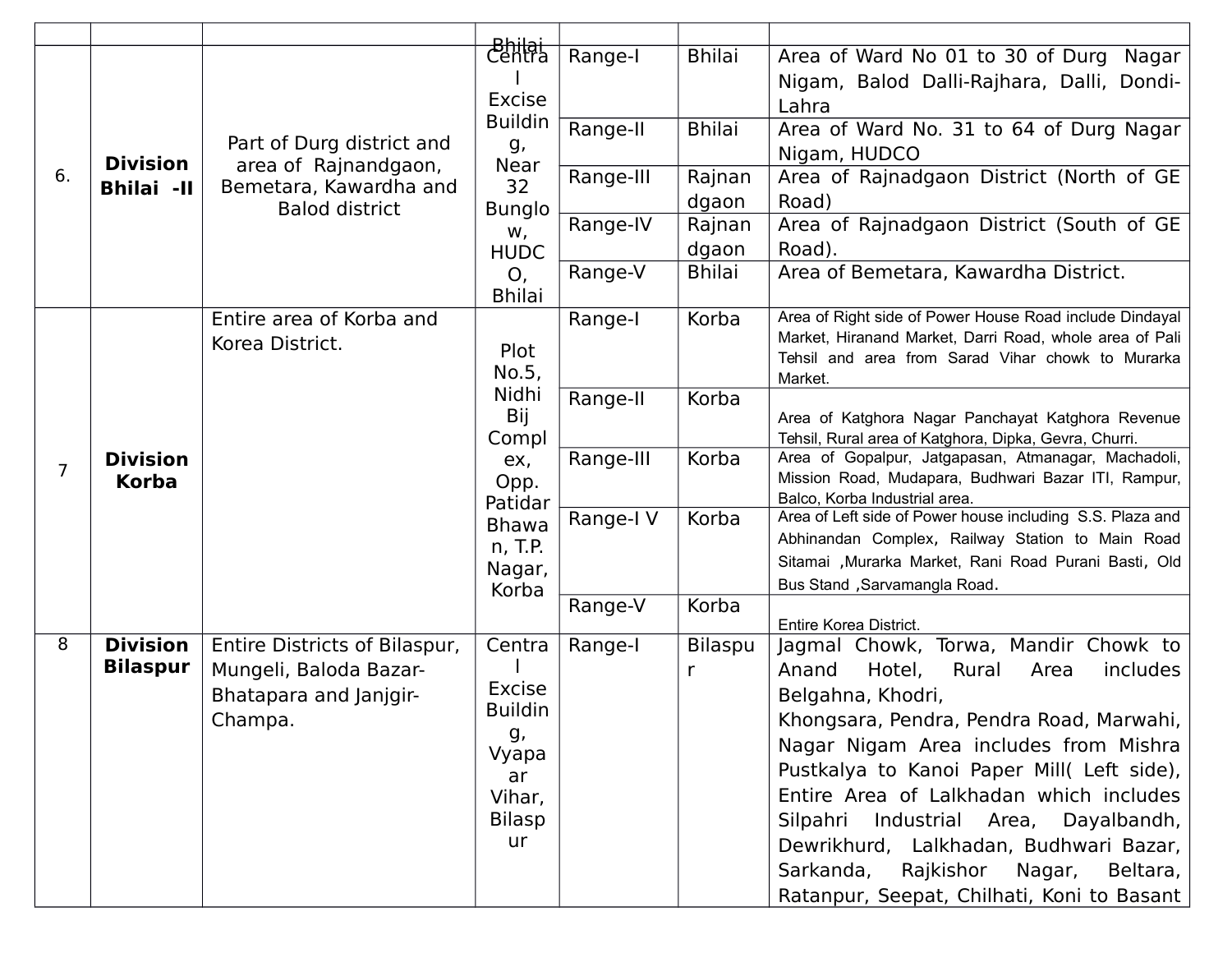| | | | | | | |
|---|---|---|---|---|---|---|
| 6. | **Division Bhilai -II** | Part of Durg district and area of Rajnandgaon, Bemetara, Kawardha and Balod district | Bhilai Central Excise Building, Near 32 Bunglow, HUDCO, Bhilai | Range-I | Bhilai | Area of Ward No 01 to 30 of Durg Nagar Nigam, Balod Dalli-Rajhara, Dalli, Dondi-Lahra |
| | | | | Range-II | Bhilai | Area of Ward No. 31 to 64 of Durg Nagar Nigam, HUDCO |
| | | | | Range-III | Rajnandgaon | Area of Rajnadgaon District (North of GE Road) |
| | | | | Range-IV | Rajnandgaon | Area of Rajnadgaon District (South of GE Road). |
| | | | | Range-V | Bhilai | Area of Bemetara, Kawardha District. |
| 7 | **Division Korba** | Entire area of Korba and Korea District. | Plot No.5, Nidhi Bij Complex, Opp. Patidar Bhawan, T.P. Nagar, Korba | Range-I | Korba | Area of Right side of Power House Road include Dindayal Market, Hiranand Market, Darri Road, whole area of Pali Tehsil and area from Sarad Vihar chowk to Murarka Market. |
| | | | | Range-II | Korba | Area of Katghora Nagar Panchayat Katghora Revenue Tehsil, Rural area of Katghora, Dipka, Gevra, Churri. |
| | | | | Range-III | Korba | Area of Gopalpur, Jatgapasan, Atmanagar, Machadoli, Mission Road, Mudapara, Budhwari Bazar ITI, Rampur, Balco, Korba Industrial area. |
| | | | | Range-I V | Korba | Area of Left side of Power house including S.S. Plaza and Abhinandan Complex, Railway Station to Main Road Sitamai ,Murarka Market, Rani Road Purani Basti, Old Bus Stand ,Sarvamangla Road. |
| | | | | Range-V | Korba | Entire Korea District. |
| 8 | **Division Bilaspur** | Entire Districts of Bilaspur, Mungeli, Baloda Bazar-Bhatapara and Janjgir-Champa. | Central Excise Building, Vyapaar Vihar, Bilaspur | Range-I | Bilaspur | Jagmal Chowk, Torwa, Mandir Chowk to Anand Hotel, Rural Area includes Belgahna, Khodri, Khongsara, Pendra, Pendra Road, Marwahi, Nagar Nigam Area includes from Mishra Pustkalya to Kanoi Paper Mill( Left side), Entire Area of Lalkhadan which includes Silpahri Industrial Area, Dayalbandh, Dewrikhurd, Lalkhadan, Budhwari Bazar, Sarkanda, Rajkishor Nagar, Beltara, Ratanpur, Seepat, Chilhati, Koni to Basant |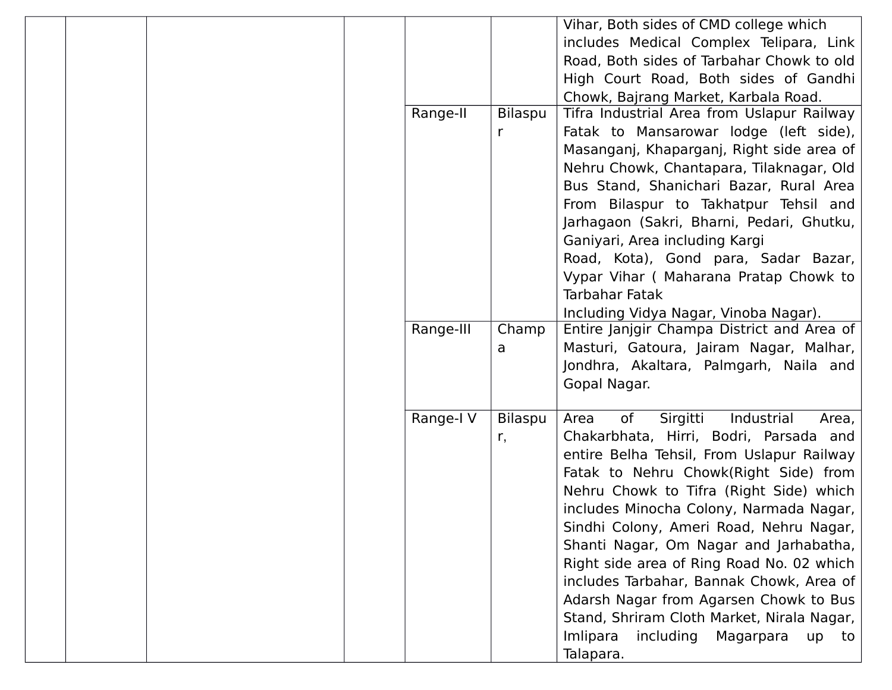|  |  |  |  |  |  | Vihar, Both sides of CMD college which includes Medical Complex Telipara, Link Road, Both sides of Tarbahar Chowk to old High Court Road, Both sides of Gandhi Chowk, Bajrang Market, Karbala Road. |
|---|---|---|---|---|---|---|
|  |  |  |  | Range-II | Bilaspur | Tifra Industrial Area from Uslapur Railway Fatak to Mansarowar lodge (left side), Masanganj, Khaparganj, Right side area of Nehru Chowk, Chantapara, Tilaknagar, Old Bus Stand, Shanichari Bazar, Rural Area From Bilaspur to Takhatpur Tehsil and Jarhagaon (Sakri, Bharni, Pedari, Ghutku, Ganiyari, Area including Kargi Road, Kota), Gond para, Sadar Bazar, Vypar Vihar ( Maharana Pratap Chowk to Tarbahar Fatak Including Vidya Nagar, Vinoba Nagar). |
|  |  |  |  | Range-III | Champa | Entire Janjgir Champa District and Area of Masturi, Gatoura, Jairam Nagar, Malhar, Jondhra, Akaltara, Palmgarh, Naila and Gopal Nagar. |
|  |  |  |  | Range-I V | Bilaspur, | Area of Sirgitti Industrial Area, Chakarbhata, Hirri, Bodri, Parsada and entire Belha Tehsil, From Uslapur Railway Fatak to Nehru Chowk(Right Side) from Nehru Chowk to Tifra (Right Side) which includes Minocha Colony, Narmada Nagar, Sindhi Colony, Ameri Road, Nehru Nagar, Shanti Nagar, Om Nagar and Jarhabatha, Right side area of Ring Road No. 02 which includes Tarbahar, Bannak Chowk, Area of Adarsh Nagar from Agarsen Chowk to Bus Stand, Shriram Cloth Market, Nirala Nagar, Imlipara including Magarpara up to Talapara. |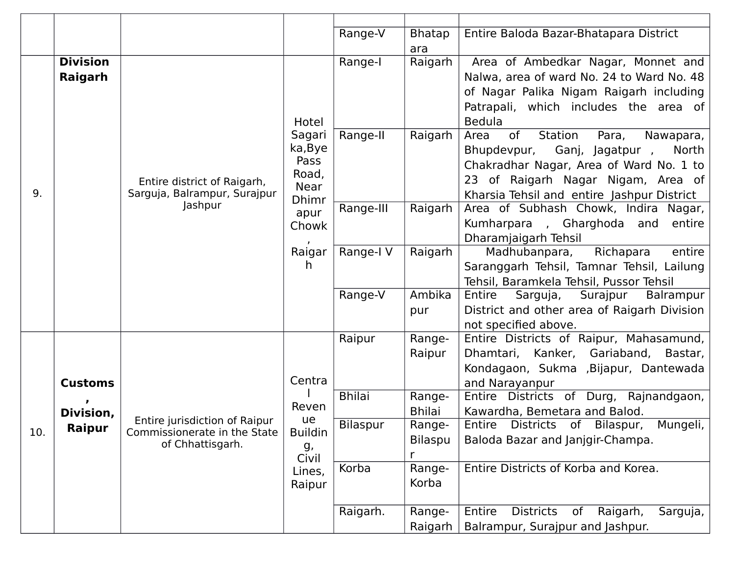| | | | | | | |
|---|---|---|---|---|---|---|
| | | | | Range-V | Bhatapara | Entire Baloda Bazar-Bhatapara District |
| 9. | **Division Raigarh** | Entire district of Raigarh, Sarguja, Balrampur, Surajpur Jashpur | Hotel Sagarika,Bye Pass Road, Near Dhimrapur Chowk, Raigarh | Range-I | Raigarh | Area of Ambedkar Nagar, Monnet and Nalwa, area of ward No. 24 to Ward No. 48 of Nagar Palika Nigam Raigarh including Patrapali, which includes the area of Bedula |
| | | | | Range-II | Raigarh | Area of Station Para, Nawapara, Bhupdevpur, Ganj, Jagatpur , North Chakradhar Nagar, Area of Ward No. 1 to 23 of Raigarh Nagar Nigam, Area of Kharsia Tehsil and entire Jashpur District |
| | | | | Range-III | Raigarh | Area of Subhash Chowk, Indira Nagar, Kumharpara , Gharghoda and entire Dharamjaigarh Tehsil |
| | | | | Range-I V | Raigarh | Madhubanpara, Richapara entire Saranggarh Tehsil, Tamnar Tehsil, Lailung Tehsil, Baramkela Tehsil, Pussor Tehsil |
| | | | | Range-V | Ambikapur | Entire Sarguja, Surajpur Balrampur District and other area of Raigarh Division not specified above. |
| 10. | **Customs, Division, Raipur** | Entire jurisdiction of Raipur Commissionerate in the State of Chhattisgarh. | Central Revenue Building, Civil Lines, Raipur | Raipur | Range-Raipur | Entire Districts of Raipur, Mahasamund, Dhamtari, Kanker, Gariaband, Bastar, Kondagaon, Sukma ,Bijapur, Dantewada and Narayanpur |
| | | | | Bhilai | Range-Bhilai | Entire Districts of Durg, Rajnandgaon, Kawardha, Bemetara and Balod. |
| | | | | Bilaspur | Range-Bilaspur | Entire Districts of Bilaspur, Mungeli, Baloda Bazar and Janjgir-Champa. |
| | | | | Korba | Range-Korba | Entire Districts of Korba and Korea. |
| | | | | Raigarh. | Range-Raigarh | Entire Districts of Raigarh, Sarguja, Balrampur, Surajpur and Jashpur. |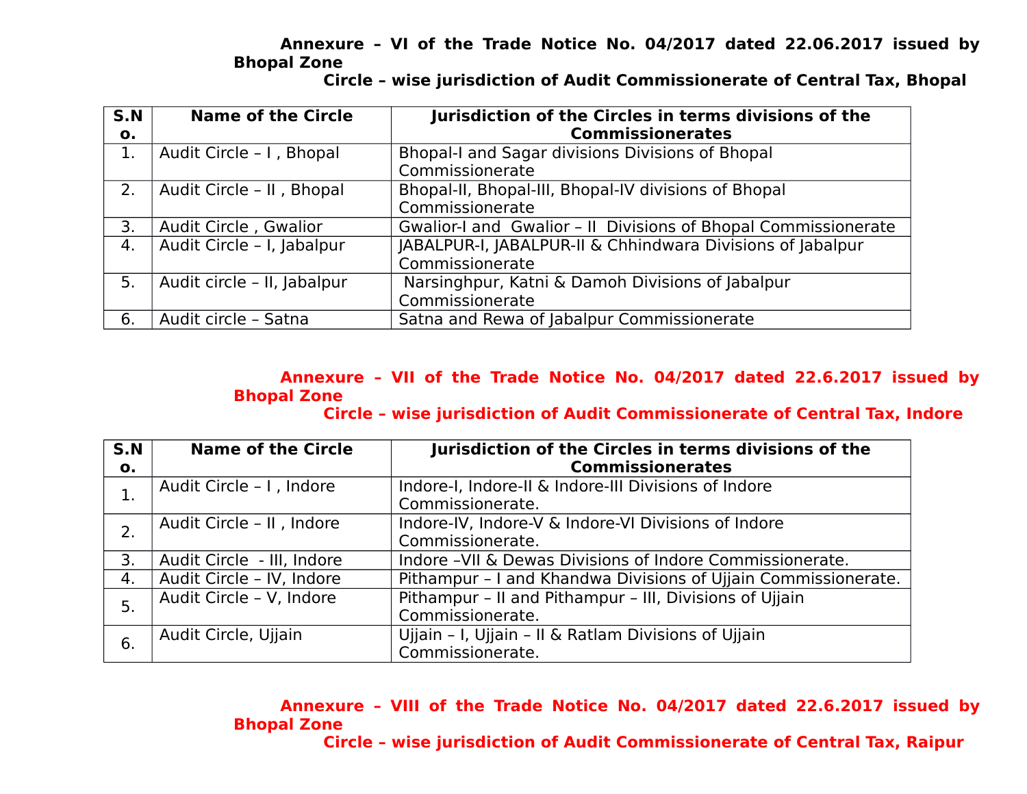**Annexure – VI of the Trade Notice No. 04/2017 dated 22.06.2017 issued by Bhopal Zone**

**Circle – wise jurisdiction of Audit Commissionerate of Central Tax, Bhopal**

| S.No. | Name of the Circle | Jurisdiction of the Circles in terms divisions of the Commissionerates |
|---|---|---|
| 1. | Audit Circle – I , Bhopal | Bhopal-I and Sagar divisions Divisions of Bhopal Commissionerate |
| 2. | Audit Circle – II , Bhopal | Bhopal-II, Bhopal-III, Bhopal-IV divisions of Bhopal Commissionerate |
| 3. | Audit Circle , Gwalior | Gwalior-I and Gwalior – II Divisions of Bhopal Commissionerate |
| 4. | Audit Circle – I, Jabalpur | JABALPUR-I, JABALPUR-II & Chhindwara Divisions of Jabalpur Commissionerate |
| 5. | Audit circle – II, Jabalpur | Narsinghpur, Katni & Damoh Divisions of Jabalpur Commissionerate |
| 6. | Audit circle – Satna | Satna and Rewa of Jabalpur Commissionerate |

**Annexure – VII of the Trade Notice No. 04/2017 dated 22.6.2017 issued by Bhopal Zone**

**Circle – wise jurisdiction of Audit Commissionerate of Central Tax, Indore**

| S.No. | Name of the Circle | Jurisdiction of the Circles in terms divisions of the Commissionerates |
|---|---|---|
| 1. | Audit Circle – I , Indore | Indore-I, Indore-II & Indore-III Divisions of Indore Commissionerate. |
| 2. | Audit Circle – II , Indore | Indore-IV, Indore-V & Indore-VI Divisions of Indore Commissionerate. |
| 3. | Audit Circle - III, Indore | Indore –VII & Dewas Divisions of Indore Commissionerate. |
| 4. | Audit Circle – IV, Indore | Pithampur – I and Khandwa Divisions of Ujjain Commissionerate. |
| 5. | Audit Circle – V, Indore | Pithampur – II and Pithampur – III, Divisions of Ujjain Commissionerate. |
| 6. | Audit Circle, Ujjain | Ujjain – I, Ujjain – II & Ratlam Divisions of Ujjain Commissionerate. |

**Annexure – VIII of the Trade Notice No. 04/2017 dated 22.6.2017 issued by Bhopal Zone**

**Circle – wise jurisdiction of Audit Commissionerate of Central Tax, Raipur**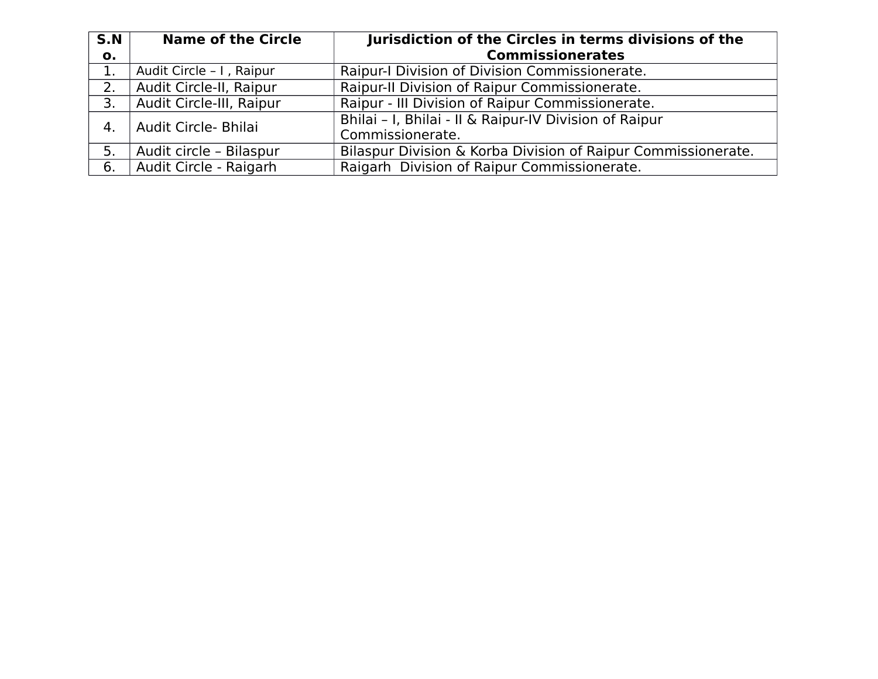| S.No. | Name of the Circle | Jurisdiction of the Circles in terms divisions of the Commissionerates |
|---|---|---|
| 1. | Audit Circle – I , Raipur | Raipur-I Division of Division Commissionerate. |
| 2. | Audit Circle-II, Raipur | Raipur-II Division of Raipur Commissionerate. |
| 3. | Audit Circle-III, Raipur | Raipur - III Division of Raipur Commissionerate. |
| 4. | Audit Circle- Bhilai | Bhilai – I, Bhilai - II & Raipur-IV Division of Raipur Commissionerate. |
| 5. | Audit circle – Bilaspur | Bilaspur Division & Korba Division of Raipur Commissionerate. |
| 6. | Audit Circle - Raigarh | Raigarh Division of Raipur Commissionerate. |